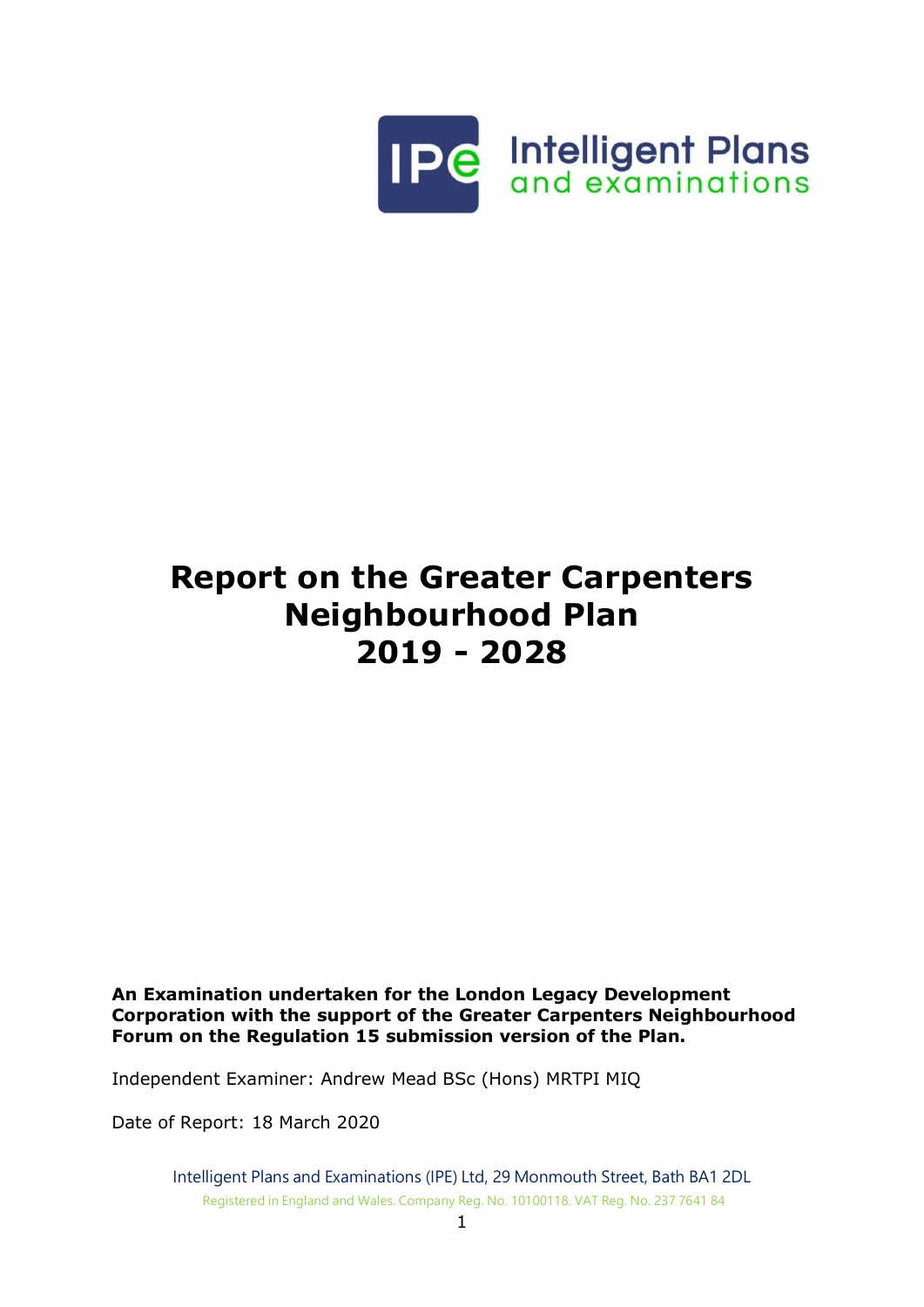Intelligent Plans and examinations

# Report on the Greater Carpenters Neighbourhood Plan 2019 - 2028

**An Examination undertaken for the London Legacy Development Corporation with the support of the Greater Carpenters Neighbourhood Forum on the Regulation 15 submission version of the Plan.**

Independent Examiner: Andrew Mead BSc (Hons) MRTPI MIQ

Date of Report: 18 March 2020

Intelligent Plans and Examinations (IPE) Ltd, 29 Monmouth Street, Bath BA1 2DL

Registered in England and Wales. Company Reg. No. 10100118. VAT Reg. No. 237 7641 84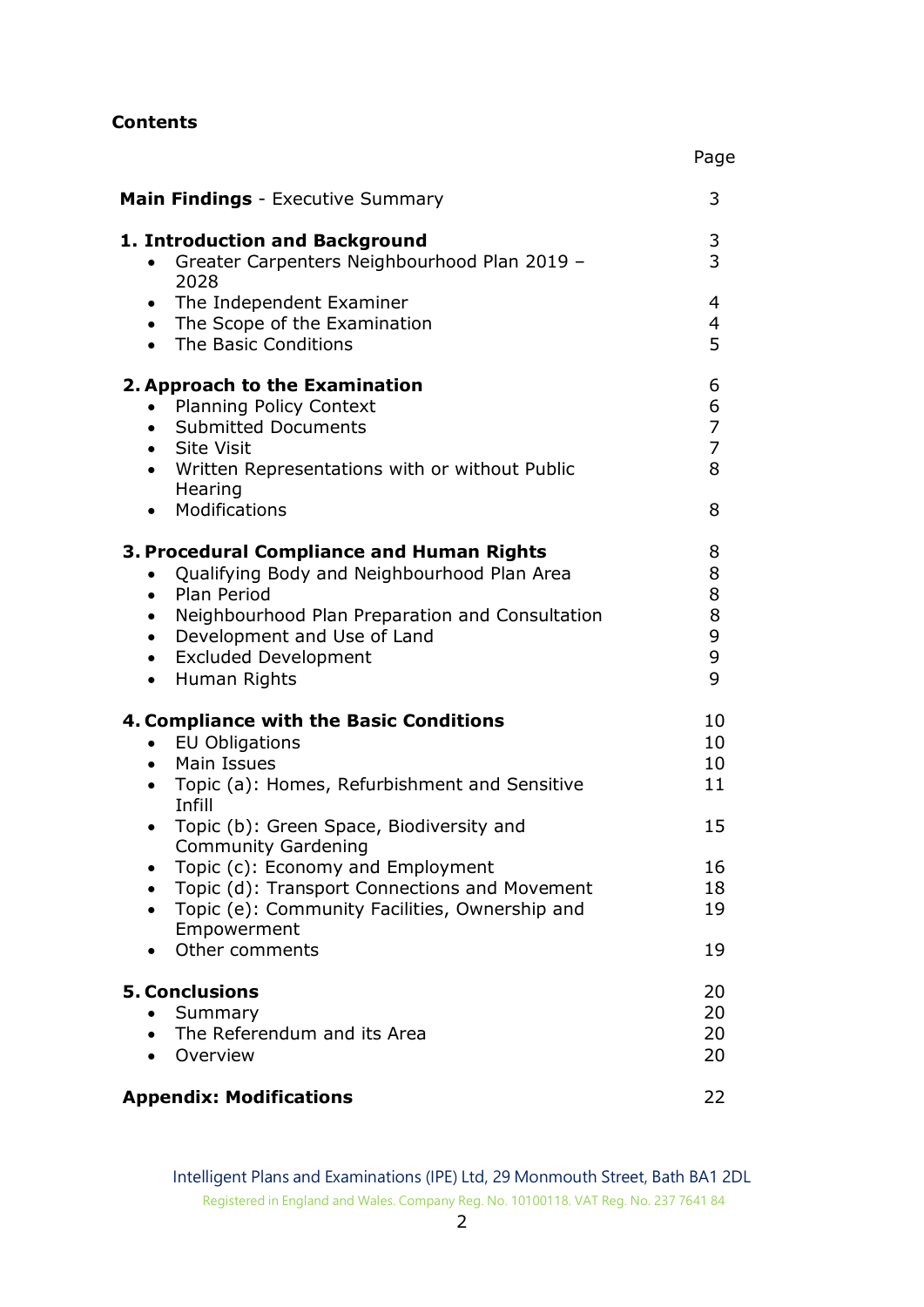## Contents

| | Page |
|---|---|
| **Main Findings** - Executive Summary | 3 |
| **1. Introduction and Background** | 3 |
| • Greater Carpenters Neighbourhood Plan 2019 – 2028 | 3 |
| • The Independent Examiner | 4 |
| • The Scope of the Examination | 4 |
| • The Basic Conditions | 5 |
| **2. Approach to the Examination** | 6 |
| • Planning Policy Context | 6 |
| • Submitted Documents | 7 |
| • Site Visit | 7 |
| • Written Representations with or without Public Hearing | 8 |
| • Modifications | 8 |
| **3. Procedural Compliance and Human Rights** | 8 |
| • Qualifying Body and Neighbourhood Plan Area | 8 |
| • Plan Period | 8 |
| • Neighbourhood Plan Preparation and Consultation | 8 |
| • Development and Use of Land | 9 |
| • Excluded Development | 9 |
| • Human Rights | 9 |
| **4. Compliance with the Basic Conditions** | 10 |
| • EU Obligations | 10 |
| • Main Issues | 10 |
| • Topic (a): Homes, Refurbishment and Sensitive Infill | 11 |
| • Topic (b): Green Space, Biodiversity and Community Gardening | 15 |
| • Topic (c): Economy and Employment | 16 |
| • Topic (d): Transport Connections and Movement | 18 |
| • Topic (e): Community Facilities, Ownership and Empowerment | 19 |
| • Other comments | 19 |
| **5. Conclusions** | 20 |
| • Summary | 20 |
| • The Referendum and its Area | 20 |
| • Overview | 20 |
| **Appendix: Modifications** | 22 |

Intelligent Plans and Examinations (IPE) Ltd, 29 Monmouth Street, Bath BA1 2DL

Registered in England and Wales. Company Reg. No. 10100118. VAT Reg. No. 237 7641 84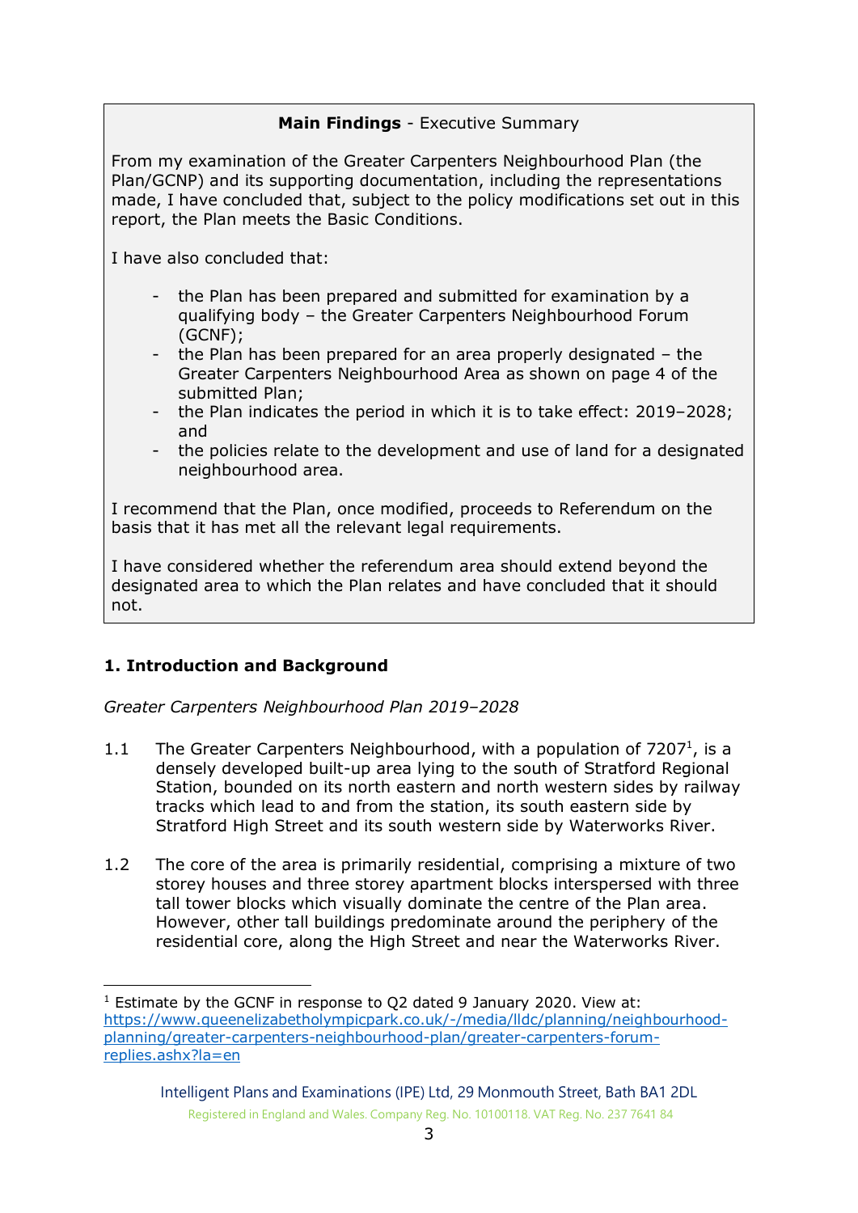**Main Findings** - Executive Summary

From my examination of the Greater Carpenters Neighbourhood Plan (the Plan/GCNP) and its supporting documentation, including the representations made, I have concluded that, subject to the policy modifications set out in this report, the Plan meets the Basic Conditions.

I have also concluded that:

- the Plan has been prepared and submitted for examination by a qualifying body – the Greater Carpenters Neighbourhood Forum (GCNF);
- the Plan has been prepared for an area properly designated – the Greater Carpenters Neighbourhood Area as shown on page 4 of the submitted Plan;
- the Plan indicates the period in which it is to take effect: 2019–2028; and
- the policies relate to the development and use of land for a designated neighbourhood area.

I recommend that the Plan, once modified, proceeds to Referendum on the basis that it has met all the relevant legal requirements.

I have considered whether the referendum area should extend beyond the designated area to which the Plan relates and have concluded that it should not.

## 1. Introduction and Background

*Greater Carpenters Neighbourhood Plan 2019–2028*

1.1 The Greater Carpenters Neighbourhood, with a population of 7207[1], is a densely developed built-up area lying to the south of Stratford Regional Station, bounded on its north eastern and north western sides by railway tracks which lead to and from the station, its south eastern side by Stratford High Street and its south western side by Waterworks River.

1.2 The core of the area is primarily residential, comprising a mixture of two storey houses and three storey apartment blocks interspersed with three tall tower blocks which visually dominate the centre of the Plan area. However, other tall buildings predominate around the periphery of the residential core, along the High Street and near the Waterworks River.

---

[1] Estimate by the GCNF in response to Q2 dated 9 January 2020. View at: https://www.queenelizabetholympicpark.co.uk/-/media/lldc/planning/neighbourhood-planning/greater-carpenters-neighbourhood-plan/greater-carpenters-forum-replies.ashx?la=en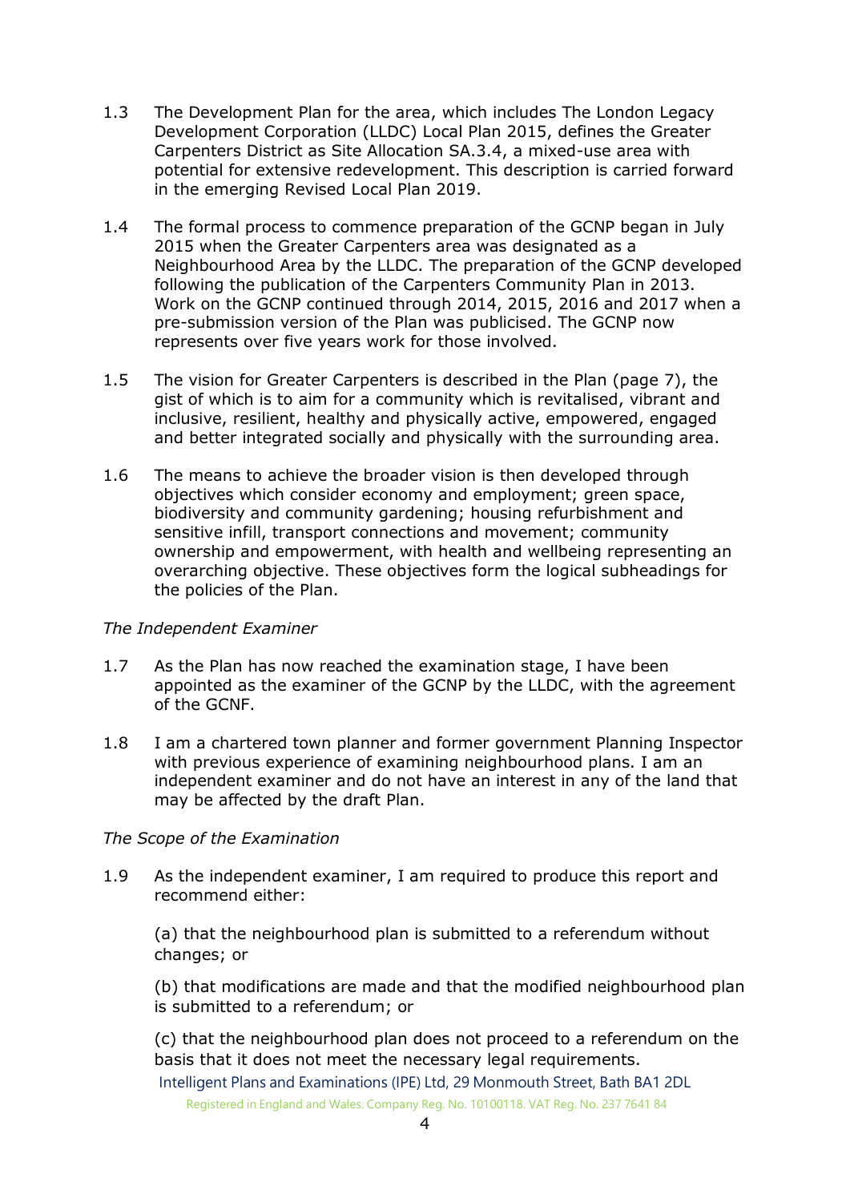1.3 The Development Plan for the area, which includes The London Legacy Development Corporation (LLDC) Local Plan 2015, defines the Greater Carpenters District as Site Allocation SA.3.4, a mixed-use area with potential for extensive redevelopment. This description is carried forward in the emerging Revised Local Plan 2019.

1.4 The formal process to commence preparation of the GCNP began in July 2015 when the Greater Carpenters area was designated as a Neighbourhood Area by the LLDC. The preparation of the GCNP developed following the publication of the Carpenters Community Plan in 2013. Work on the GCNP continued through 2014, 2015, 2016 and 2017 when a pre-submission version of the Plan was publicised. The GCNP now represents over five years work for those involved.

1.5 The vision for Greater Carpenters is described in the Plan (page 7), the gist of which is to aim for a community which is revitalised, vibrant and inclusive, resilient, healthy and physically active, empowered, engaged and better integrated socially and physically with the surrounding area.

1.6 The means to achieve the broader vision is then developed through objectives which consider economy and employment; green space, biodiversity and community gardening; housing refurbishment and sensitive infill, transport connections and movement; community ownership and empowerment, with health and wellbeing representing an overarching objective. These objectives form the logical subheadings for the policies of the Plan.

*The Independent Examiner*

1.7 As the Plan has now reached the examination stage, I have been appointed as the examiner of the GCNP by the LLDC, with the agreement of the GCNF.

1.8 I am a chartered town planner and former government Planning Inspector with previous experience of examining neighbourhood plans. I am an independent examiner and do not have an interest in any of the land that may be affected by the draft Plan.

*The Scope of the Examination*

1.9 As the independent examiner, I am required to produce this report and recommend either:

(a) that the neighbourhood plan is submitted to a referendum without changes; or

(b) that modifications are made and that the modified neighbourhood plan is submitted to a referendum; or

(c) that the neighbourhood plan does not proceed to a referendum on the basis that it does not meet the necessary legal requirements.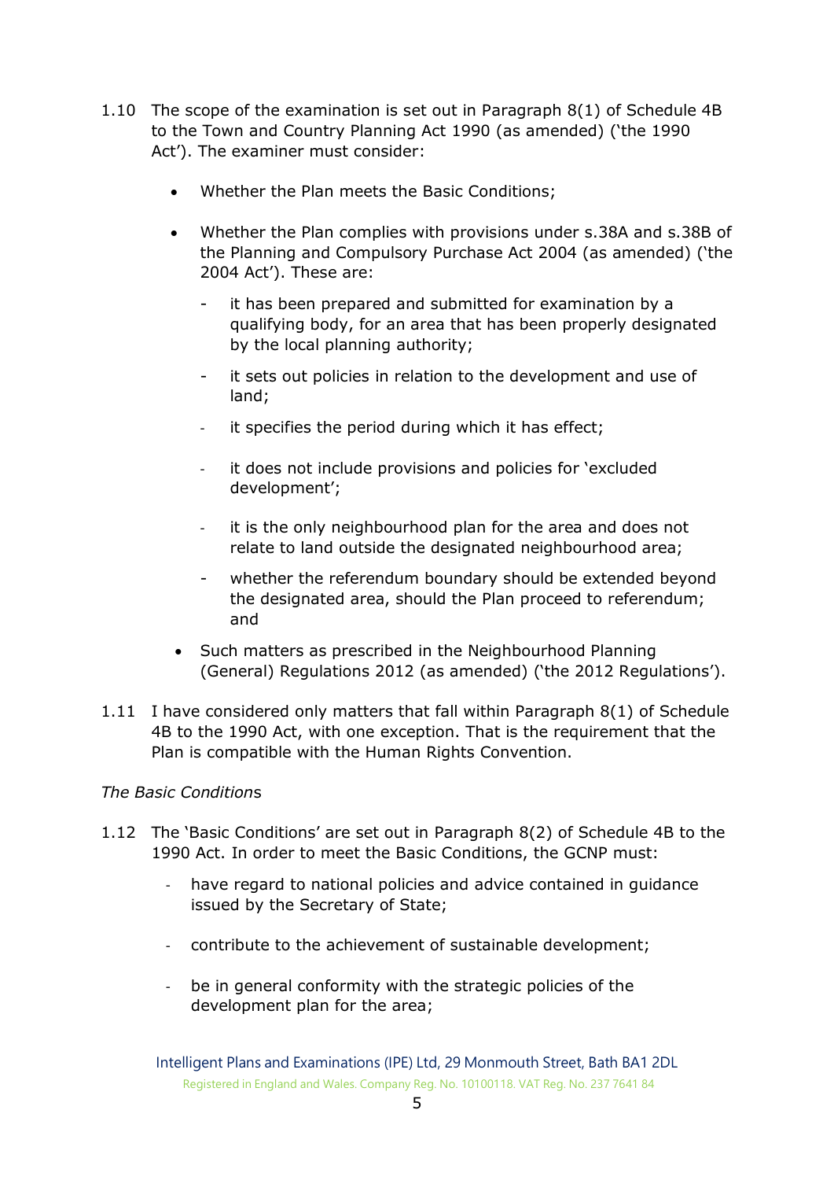1.10 The scope of the examination is set out in Paragraph 8(1) of Schedule 4B to the Town and Country Planning Act 1990 (as amended) ('the 1990 Act'). The examiner must consider:

- Whether the Plan meets the Basic Conditions;

- Whether the Plan complies with provisions under s.38A and s.38B of the Planning and Compulsory Purchase Act 2004 (as amended) ('the 2004 Act'). These are:

  - it has been prepared and submitted for examination by a qualifying body, for an area that has been properly designated by the local planning authority;

  - it sets out policies in relation to the development and use of land;

  - it specifies the period during which it has effect;

  - it does not include provisions and policies for 'excluded development';

  - it is the only neighbourhood plan for the area and does not relate to land outside the designated neighbourhood area;

  - whether the referendum boundary should be extended beyond the designated area, should the Plan proceed to referendum; and

- Such matters as prescribed in the Neighbourhood Planning (General) Regulations 2012 (as amended) ('the 2012 Regulations').

1.11 I have considered only matters that fall within Paragraph 8(1) of Schedule 4B to the 1990 Act, with one exception. That is the requirement that the Plan is compatible with the Human Rights Convention.

*The Basic Conditions*

1.12 The 'Basic Conditions' are set out in Paragraph 8(2) of Schedule 4B to the 1990 Act. In order to meet the Basic Conditions, the GCNP must:

- have regard to national policies and advice contained in guidance issued by the Secretary of State;

- contribute to the achievement of sustainable development;

- be in general conformity with the strategic policies of the development plan for the area;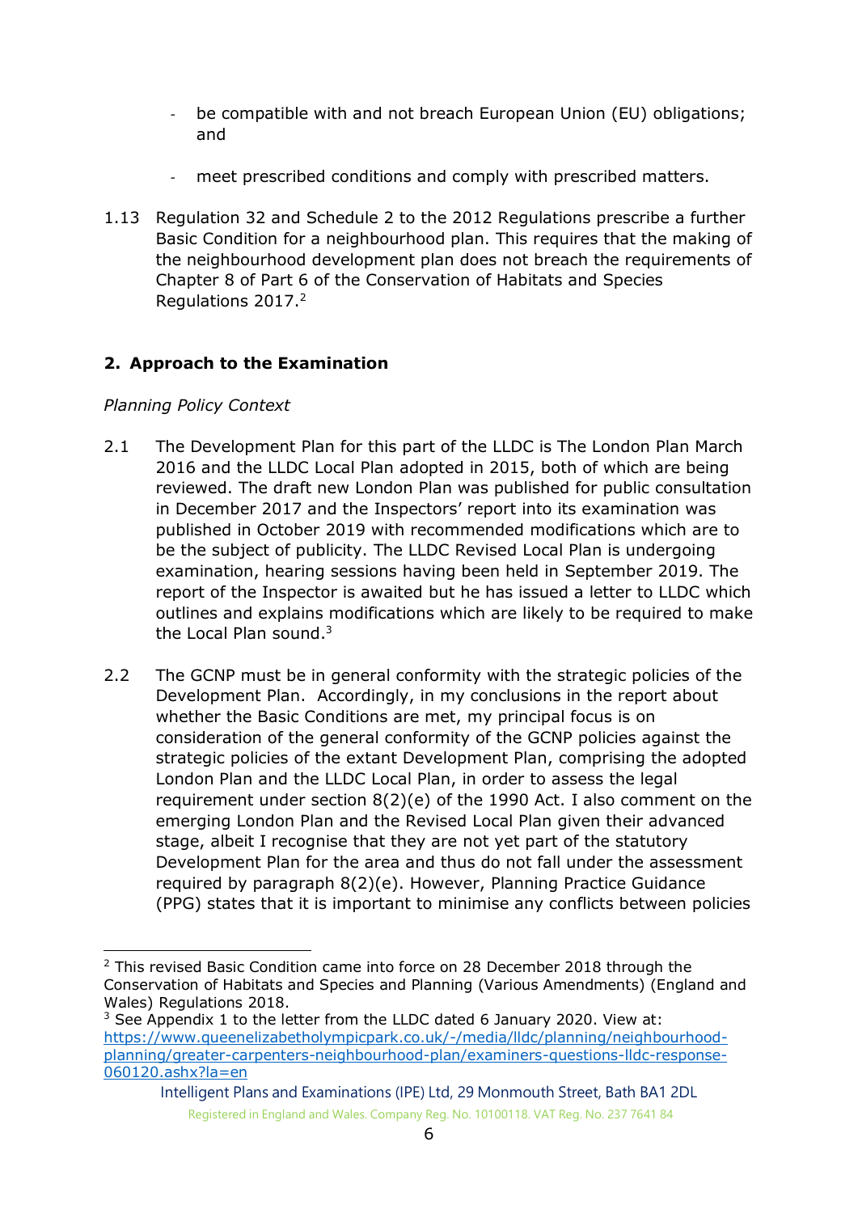- be compatible with and not breach European Union (EU) obligations; and

- meet prescribed conditions and comply with prescribed matters.

1.13 Regulation 32 and Schedule 2 to the 2012 Regulations prescribe a further Basic Condition for a neighbourhood plan. This requires that the making of the neighbourhood development plan does not breach the requirements of Chapter 8 of Part 6 of the Conservation of Habitats and Species Regulations 2017.[2]

## 2. Approach to the Examination

*Planning Policy Context*

2.1 The Development Plan for this part of the LLDC is The London Plan March 2016 and the LLDC Local Plan adopted in 2015, both of which are being reviewed. The draft new London Plan was published for public consultation in December 2017 and the Inspectors' report into its examination was published in October 2019 with recommended modifications which are to be the subject of publicity. The LLDC Revised Local Plan is undergoing examination, hearing sessions having been held in September 2019. The report of the Inspector is awaited but he has issued a letter to LLDC which outlines and explains modifications which are likely to be required to make the Local Plan sound.[3]

2.2 The GCNP must be in general conformity with the strategic policies of the Development Plan. Accordingly, in my conclusions in the report about whether the Basic Conditions are met, my principal focus is on consideration of the general conformity of the GCNP policies against the strategic policies of the extant Development Plan, comprising the adopted London Plan and the LLDC Local Plan, in order to assess the legal requirement under section 8(2)(e) of the 1990 Act. I also comment on the emerging London Plan and the Revised Local Plan given their advanced stage, albeit I recognise that they are not yet part of the statutory Development Plan for the area and thus do not fall under the assessment required by paragraph 8(2)(e). However, Planning Practice Guidance (PPG) states that it is important to minimise any conflicts between policies

---

[2] This revised Basic Condition came into force on 28 December 2018 through the Conservation of Habitats and Species and Planning (Various Amendments) (England and Wales) Regulations 2018.

[3] See Appendix 1 to the letter from the LLDC dated 6 January 2020. View at: https://www.queenelizabetholympicpark.co.uk/-/media/lldc/planning/neighbourhood-planning/greater-carpenters-neighbourhood-plan/examiners-questions-lldc-response-060120.ashx?la=en

Intelligent Plans and Examinations (IPE) Ltd, 29 Monmouth Street, Bath BA1 2DL
Registered in England and Wales. Company Reg. No. 10100118. VAT Reg. No. 237 7641 84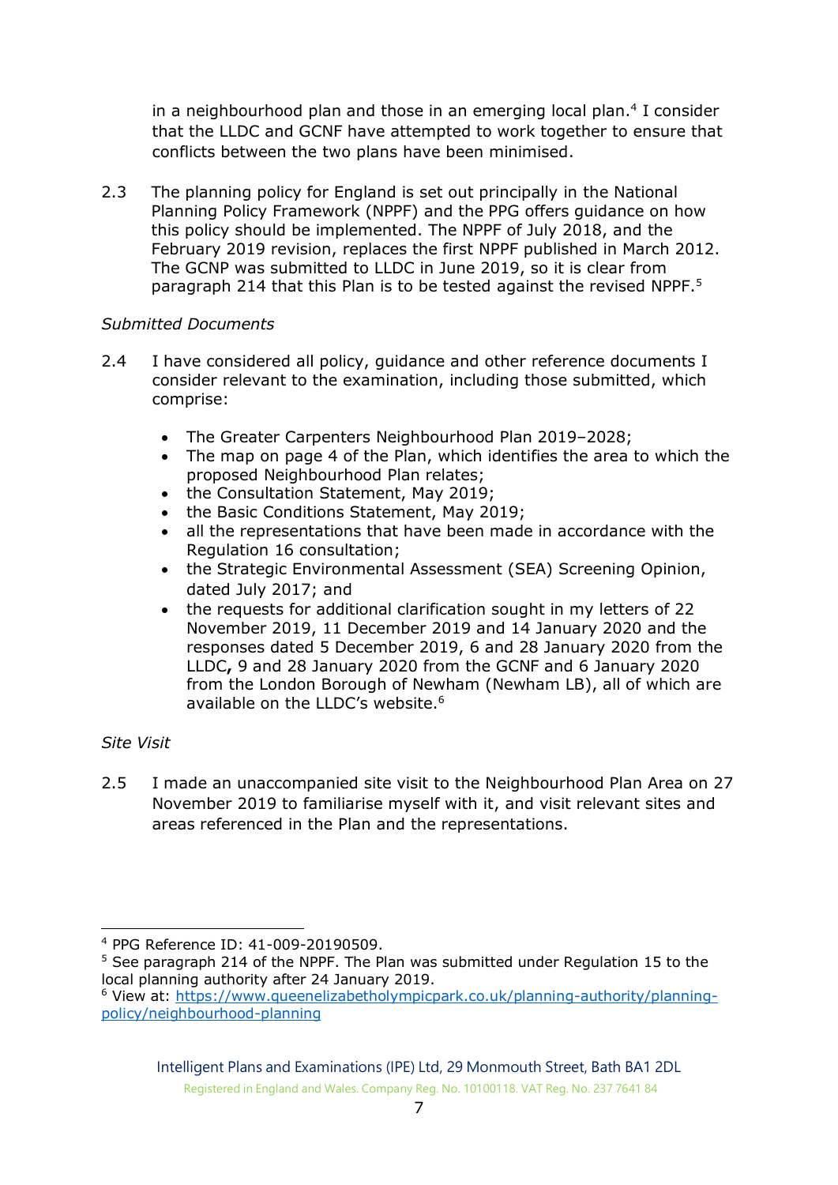in a neighbourhood plan and those in an emerging local plan.[4] I consider that the LLDC and GCNF have attempted to work together to ensure that conflicts between the two plans have been minimised.

2.3 The planning policy for England is set out principally in the National Planning Policy Framework (NPPF) and the PPG offers guidance on how this policy should be implemented. The NPPF of July 2018, and the February 2019 revision, replaces the first NPPF published in March 2012. The GCNP was submitted to LLDC in June 2019, so it is clear from paragraph 214 that this Plan is to be tested against the revised NPPF.[5]

*Submitted Documents*

2.4 I have considered all policy, guidance and other reference documents I consider relevant to the examination, including those submitted, which comprise:

- The Greater Carpenters Neighbourhood Plan 2019–2028;
- The map on page 4 of the Plan, which identifies the area to which the proposed Neighbourhood Plan relates;
- the Consultation Statement, May 2019;
- the Basic Conditions Statement, May 2019;
- all the representations that have been made in accordance with the Regulation 16 consultation;
- the Strategic Environmental Assessment (SEA) Screening Opinion, dated July 2017; and
- the requests for additional clarification sought in my letters of 22 November 2019, 11 December 2019 and 14 January 2020 and the responses dated 5 December 2019, 6 and 28 January 2020 from the LLDC**,** 9 and 28 January 2020 from the GCNF and 6 January 2020 from the London Borough of Newham (Newham LB), all of which are available on the LLDC's website.[6]

*Site Visit*

2.5 I made an unaccompanied site visit to the Neighbourhood Plan Area on 27 November 2019 to familiarise myself with it, and visit relevant sites and areas referenced in the Plan and the representations.

---

[4] PPG Reference ID: 41-009-20190509.

[5] See paragraph 214 of the NPPF. The Plan was submitted under Regulation 15 to the local planning authority after 24 January 2019.

[6] View at: https://www.queenelizabetholympicpark.co.uk/planning-authority/planning-policy/neighbourhood-planning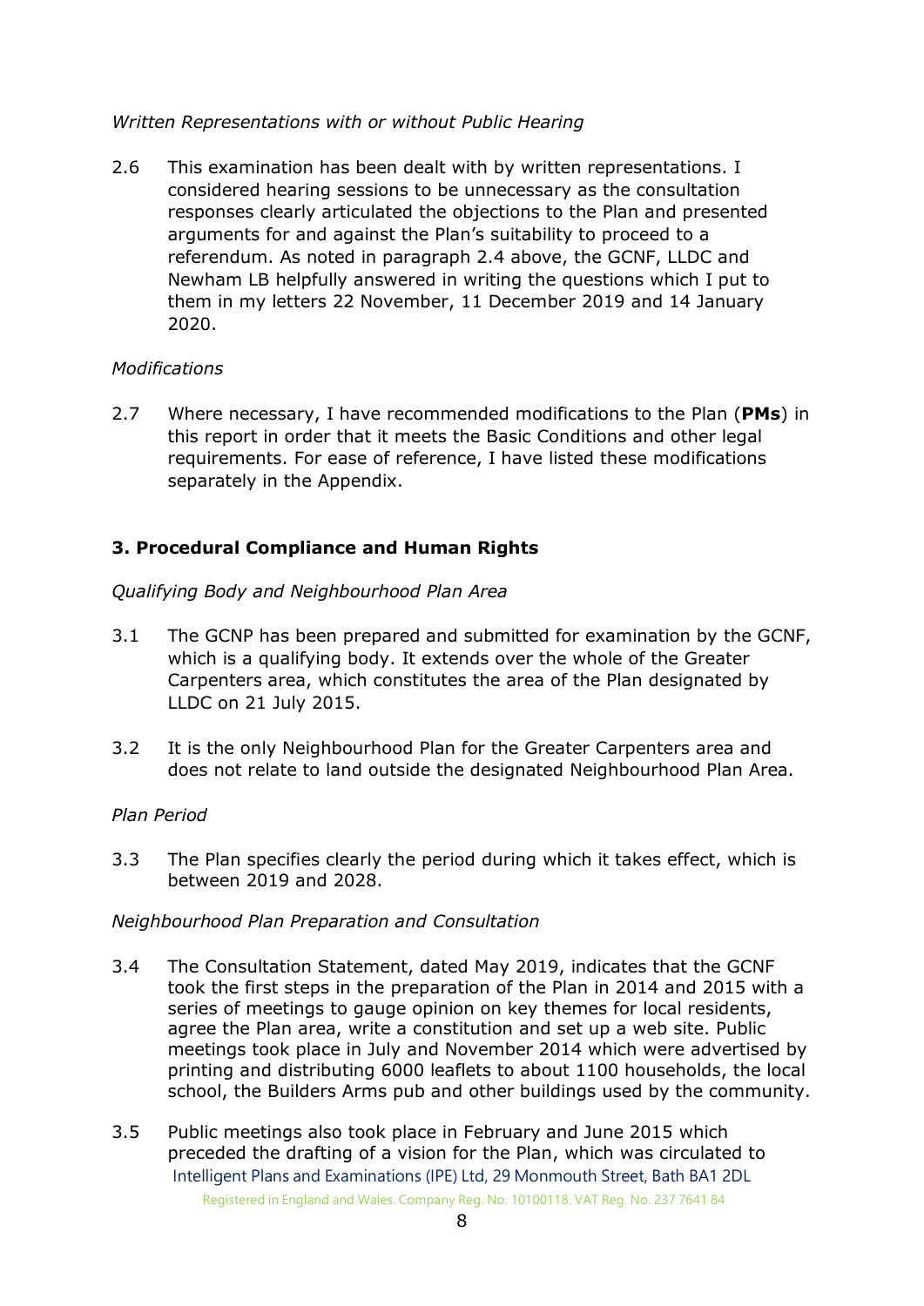*Written Representations with or without Public Hearing*

2.6 This examination has been dealt with by written representations. I considered hearing sessions to be unnecessary as the consultation responses clearly articulated the objections to the Plan and presented arguments for and against the Plan's suitability to proceed to a referendum. As noted in paragraph 2.4 above, the GCNF, LLDC and Newham LB helpfully answered in writing the questions which I put to them in my letters 22 November, 11 December 2019 and 14 January 2020.

*Modifications*

2.7 Where necessary, I have recommended modifications to the Plan (**PMs**) in this report in order that it meets the Basic Conditions and other legal requirements. For ease of reference, I have listed these modifications separately in the Appendix.

### 3. Procedural Compliance and Human Rights

*Qualifying Body and Neighbourhood Plan Area*

3.1 The GCNP has been prepared and submitted for examination by the GCNF, which is a qualifying body. It extends over the whole of the Greater Carpenters area, which constitutes the area of the Plan designated by LLDC on 21 July 2015.

3.2 It is the only Neighbourhood Plan for the Greater Carpenters area and does not relate to land outside the designated Neighbourhood Plan Area.

*Plan Period*

3.3 The Plan specifies clearly the period during which it takes effect, which is between 2019 and 2028.

*Neighbourhood Plan Preparation and Consultation*

3.4 The Consultation Statement, dated May 2019, indicates that the GCNF took the first steps in the preparation of the Plan in 2014 and 2015 with a series of meetings to gauge opinion on key themes for local residents, agree the Plan area, write a constitution and set up a web site. Public meetings took place in July and November 2014 which were advertised by printing and distributing 6000 leaflets to about 1100 households, the local school, the Builders Arms pub and other buildings used by the community.

3.5 Public meetings also took place in February and June 2015 which preceded the drafting of a vision for the Plan, which was circulated to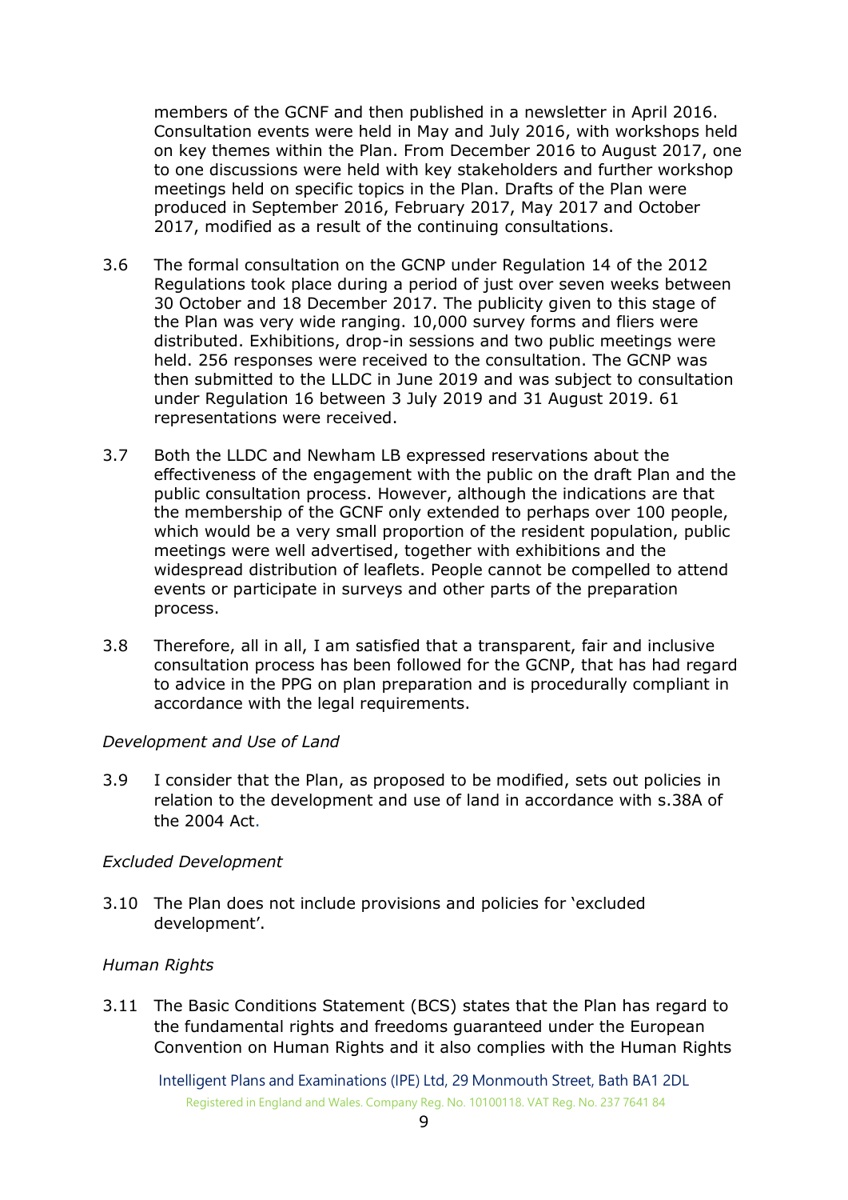members of the GCNF and then published in a newsletter in April 2016. Consultation events were held in May and July 2016, with workshops held on key themes within the Plan. From December 2016 to August 2017, one to one discussions were held with key stakeholders and further workshop meetings held on specific topics in the Plan. Drafts of the Plan were produced in September 2016, February 2017, May 2017 and October 2017, modified as a result of the continuing consultations.

3.6 The formal consultation on the GCNP under Regulation 14 of the 2012 Regulations took place during a period of just over seven weeks between 30 October and 18 December 2017. The publicity given to this stage of the Plan was very wide ranging. 10,000 survey forms and fliers were distributed. Exhibitions, drop-in sessions and two public meetings were held. 256 responses were received to the consultation. The GCNP was then submitted to the LLDC in June 2019 and was subject to consultation under Regulation 16 between 3 July 2019 and 31 August 2019. 61 representations were received.

3.7 Both the LLDC and Newham LB expressed reservations about the effectiveness of the engagement with the public on the draft Plan and the public consultation process. However, although the indications are that the membership of the GCNF only extended to perhaps over 100 people, which would be a very small proportion of the resident population, public meetings were well advertised, together with exhibitions and the widespread distribution of leaflets. People cannot be compelled to attend events or participate in surveys and other parts of the preparation process.

3.8 Therefore, all in all, I am satisfied that a transparent, fair and inclusive consultation process has been followed for the GCNP, that has had regard to advice in the PPG on plan preparation and is procedurally compliant in accordance with the legal requirements.

*Development and Use of Land*

3.9 I consider that the Plan, as proposed to be modified, sets out policies in relation to the development and use of land in accordance with s.38A of the 2004 Act.

*Excluded Development*

3.10 The Plan does not include provisions and policies for 'excluded development'.

*Human Rights*

3.11 The Basic Conditions Statement (BCS) states that the Plan has regard to the fundamental rights and freedoms guaranteed under the European Convention on Human Rights and it also complies with the Human Rights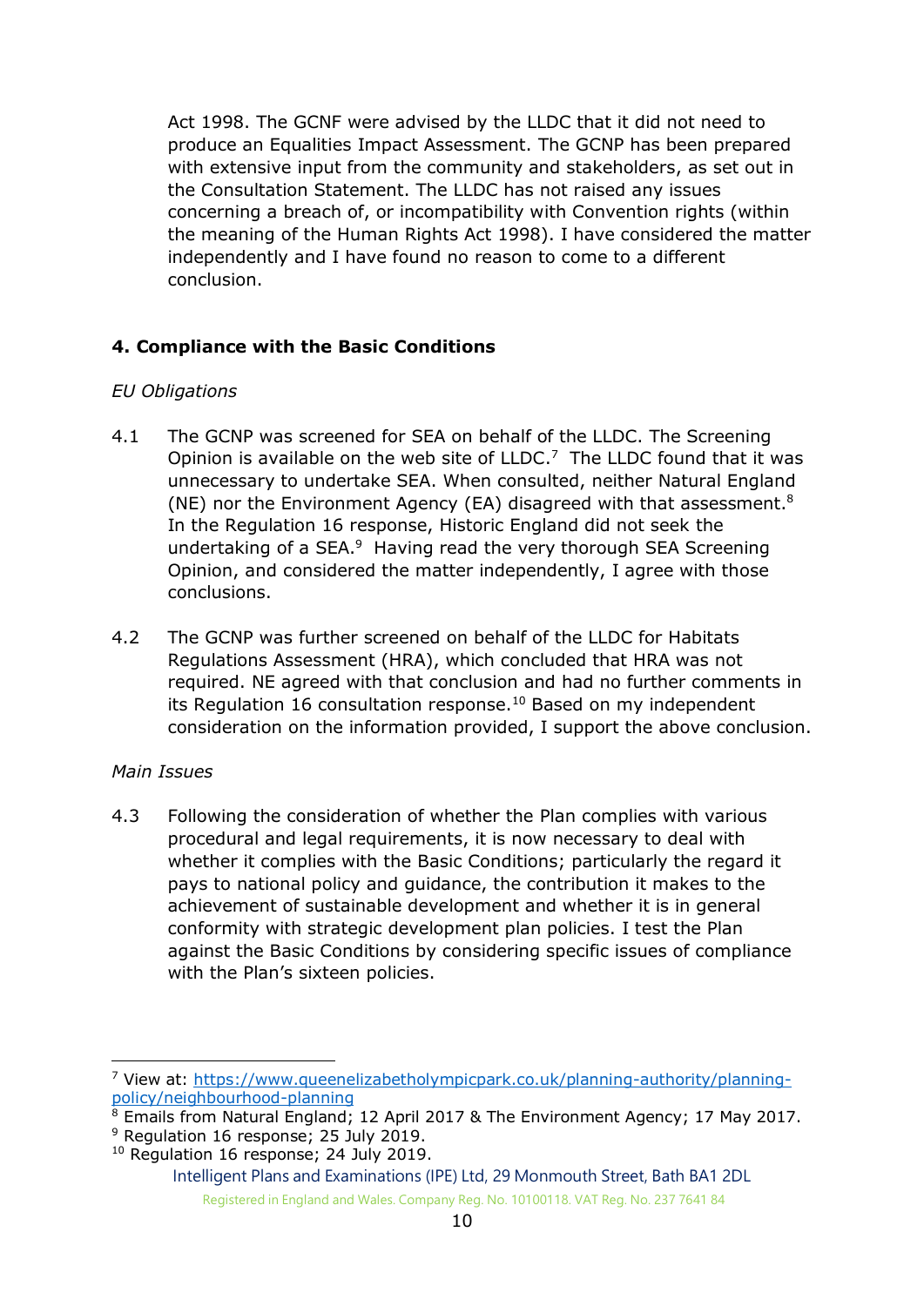Act 1998. The GCNF were advised by the LLDC that it did not need to produce an Equalities Impact Assessment. The GCNP has been prepared with extensive input from the community and stakeholders, as set out in the Consultation Statement. The LLDC has not raised any issues concerning a breach of, or incompatibility with Convention rights (within the meaning of the Human Rights Act 1998). I have considered the matter independently and I have found no reason to come to a different conclusion.

## 4. Compliance with the Basic Conditions

*EU Obligations*

4.1 The GCNP was screened for SEA on behalf of the LLDC. The Screening Opinion is available on the web site of LLDC.[7] The LLDC found that it was unnecessary to undertake SEA. When consulted, neither Natural England (NE) nor the Environment Agency (EA) disagreed with that assessment.[8] In the Regulation 16 response, Historic England did not seek the undertaking of a SEA.[9] Having read the very thorough SEA Screening Opinion, and considered the matter independently, I agree with those conclusions.

4.2 The GCNP was further screened on behalf of the LLDC for Habitats Regulations Assessment (HRA), which concluded that HRA was not required. NE agreed with that conclusion and had no further comments in its Regulation 16 consultation response.[10] Based on my independent consideration on the information provided, I support the above conclusion.

*Main Issues*

4.3 Following the consideration of whether the Plan complies with various procedural and legal requirements, it is now necessary to deal with whether it complies with the Basic Conditions; particularly the regard it pays to national policy and guidance, the contribution it makes to the achievement of sustainable development and whether it is in general conformity with strategic development plan policies. I test the Plan against the Basic Conditions by considering specific issues of compliance with the Plan's sixteen policies.

---

[7] View at: https://www.queenelizabetholympicpark.co.uk/planning-authority/planning-policy/neighbourhood-planning

[8] Emails from Natural England; 12 April 2017 & The Environment Agency; 17 May 2017.

[9] Regulation 16 response; 25 July 2019.

[10] Regulation 16 response; 24 July 2019.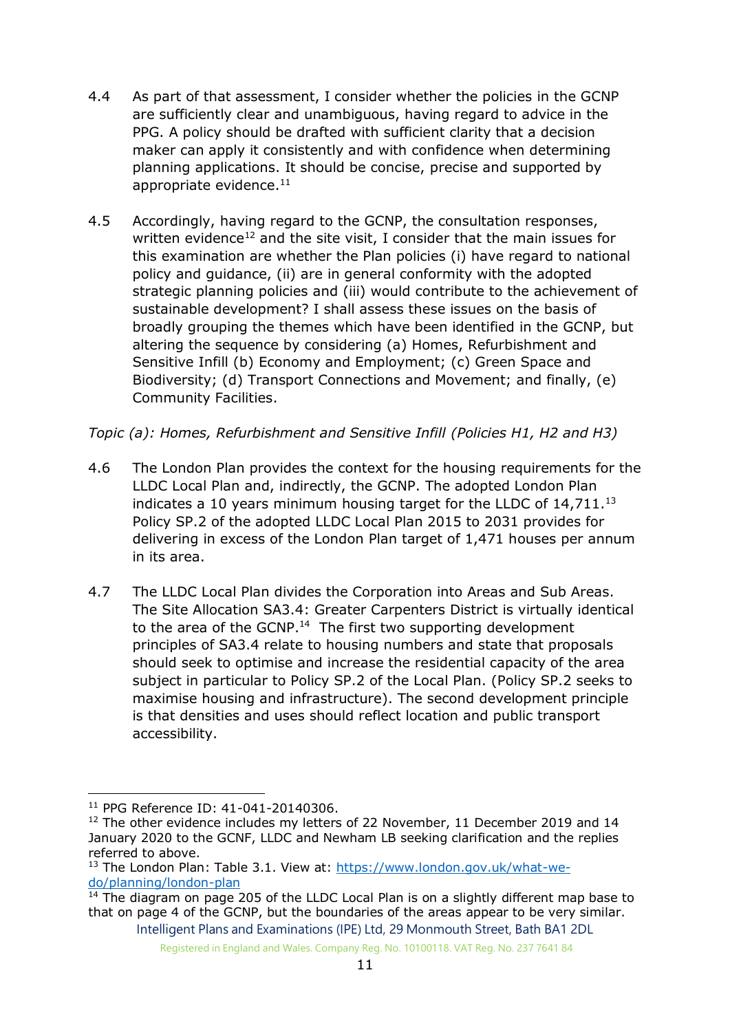4.4 As part of that assessment, I consider whether the policies in the GCNP are sufficiently clear and unambiguous, having regard to advice in the PPG. A policy should be drafted with sufficient clarity that a decision maker can apply it consistently and with confidence when determining planning applications. It should be concise, precise and supported by appropriate evidence.[11]

4.5 Accordingly, having regard to the GCNP, the consultation responses, written evidence[12] and the site visit, I consider that the main issues for this examination are whether the Plan policies (i) have regard to national policy and guidance, (ii) are in general conformity with the adopted strategic planning policies and (iii) would contribute to the achievement of sustainable development? I shall assess these issues on the basis of broadly grouping the themes which have been identified in the GCNP, but altering the sequence by considering (a) Homes, Refurbishment and Sensitive Infill (b) Economy and Employment; (c) Green Space and Biodiversity; (d) Transport Connections and Movement; and finally, (e) Community Facilities.

*Topic (a): Homes, Refurbishment and Sensitive Infill (Policies H1, H2 and H3)*

4.6 The London Plan provides the context for the housing requirements for the LLDC Local Plan and, indirectly, the GCNP. The adopted London Plan indicates a 10 years minimum housing target for the LLDC of 14,711.[13] Policy SP.2 of the adopted LLDC Local Plan 2015 to 2031 provides for delivering in excess of the London Plan target of 1,471 houses per annum in its area.

4.7 The LLDC Local Plan divides the Corporation into Areas and Sub Areas. The Site Allocation SA3.4: Greater Carpenters District is virtually identical to the area of the GCNP.[14] The first two supporting development principles of SA3.4 relate to housing numbers and state that proposals should seek to optimise and increase the residential capacity of the area subject in particular to Policy SP.2 of the Local Plan. (Policy SP.2 seeks to maximise housing and infrastructure). The second development principle is that densities and uses should reflect location and public transport accessibility.

---

[11] PPG Reference ID: 41-041-20140306.

[12] The other evidence includes my letters of 22 November, 11 December 2019 and 14 January 2020 to the GCNF, LLDC and Newham LB seeking clarification and the replies referred to above.

[13] The London Plan: Table 3.1. View at: https://www.london.gov.uk/what-we-do/planning/london-plan

[14] The diagram on page 205 of the LLDC Local Plan is on a slightly different map base to that on page 4 of the GCNP, but the boundaries of the areas appear to be very similar.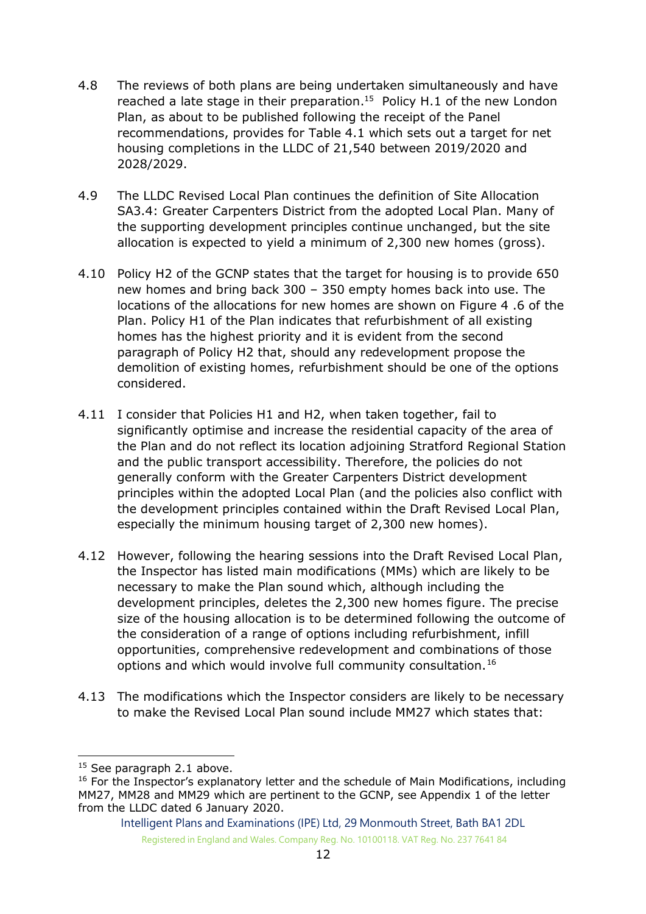4.8 The reviews of both plans are being undertaken simultaneously and have reached a late stage in their preparation.[15] Policy H.1 of the new London Plan, as about to be published following the receipt of the Panel recommendations, provides for Table 4.1 which sets out a target for net housing completions in the LLDC of 21,540 between 2019/2020 and 2028/2029.

4.9 The LLDC Revised Local Plan continues the definition of Site Allocation SA3.4: Greater Carpenters District from the adopted Local Plan. Many of the supporting development principles continue unchanged, but the site allocation is expected to yield a minimum of 2,300 new homes (gross).

4.10 Policy H2 of the GCNP states that the target for housing is to provide 650 new homes and bring back 300 – 350 empty homes back into use. The locations of the allocations for new homes are shown on Figure 4 .6 of the Plan. Policy H1 of the Plan indicates that refurbishment of all existing homes has the highest priority and it is evident from the second paragraph of Policy H2 that, should any redevelopment propose the demolition of existing homes, refurbishment should be one of the options considered.

4.11 I consider that Policies H1 and H2, when taken together, fail to significantly optimise and increase the residential capacity of the area of the Plan and do not reflect its location adjoining Stratford Regional Station and the public transport accessibility. Therefore, the policies do not generally conform with the Greater Carpenters District development principles within the adopted Local Plan (and the policies also conflict with the development principles contained within the Draft Revised Local Plan, especially the minimum housing target of 2,300 new homes).

4.12 However, following the hearing sessions into the Draft Revised Local Plan, the Inspector has listed main modifications (MMs) which are likely to be necessary to make the Plan sound which, although including the development principles, deletes the 2,300 new homes figure. The precise size of the housing allocation is to be determined following the outcome of the consideration of a range of options including refurbishment, infill opportunities, comprehensive redevelopment and combinations of those options and which would involve full community consultation.[16]

4.13 The modifications which the Inspector considers are likely to be necessary to make the Revised Local Plan sound include MM27 which states that:

---

[15] See paragraph 2.1 above.

[16] For the Inspector's explanatory letter and the schedule of Main Modifications, including MM27, MM28 and MM29 which are pertinent to the GCNP, see Appendix 1 of the letter from the LLDC dated 6 January 2020.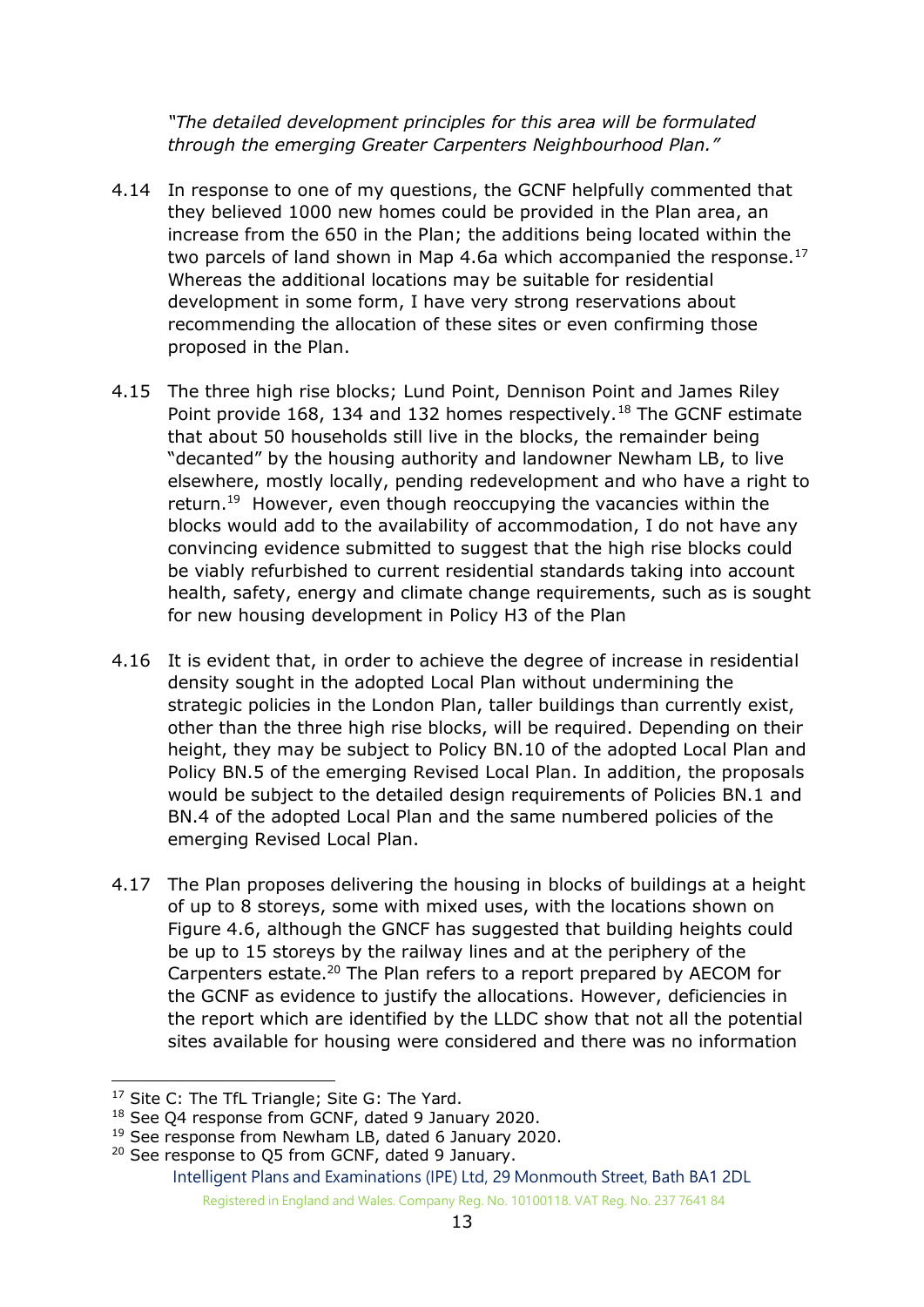*"The detailed development principles for this area will be formulated through the emerging Greater Carpenters Neighbourhood Plan."*

4.14 In response to one of my questions, the GCNF helpfully commented that they believed 1000 new homes could be provided in the Plan area, an increase from the 650 in the Plan; the additions being located within the two parcels of land shown in Map 4.6a which accompanied the response.[17] Whereas the additional locations may be suitable for residential development in some form, I have very strong reservations about recommending the allocation of these sites or even confirming those proposed in the Plan.

4.15 The three high rise blocks; Lund Point, Dennison Point and James Riley Point provide 168, 134 and 132 homes respectively.[18] The GCNF estimate that about 50 households still live in the blocks, the remainder being "decanted" by the housing authority and landowner Newham LB, to live elsewhere, mostly locally, pending redevelopment and who have a right to return.[19] However, even though reoccupying the vacancies within the blocks would add to the availability of accommodation, I do not have any convincing evidence submitted to suggest that the high rise blocks could be viably refurbished to current residential standards taking into account health, safety, energy and climate change requirements, such as is sought for new housing development in Policy H3 of the Plan

4.16 It is evident that, in order to achieve the degree of increase in residential density sought in the adopted Local Plan without undermining the strategic policies in the London Plan, taller buildings than currently exist, other than the three high rise blocks, will be required. Depending on their height, they may be subject to Policy BN.10 of the adopted Local Plan and Policy BN.5 of the emerging Revised Local Plan. In addition, the proposals would be subject to the detailed design requirements of Policies BN.1 and BN.4 of the adopted Local Plan and the same numbered policies of the emerging Revised Local Plan.

4.17 The Plan proposes delivering the housing in blocks of buildings at a height of up to 8 storeys, some with mixed uses, with the locations shown on Figure 4.6, although the GNCF has suggested that building heights could be up to 15 storeys by the railway lines and at the periphery of the Carpenters estate.[20] The Plan refers to a report prepared by AECOM for the GCNF as evidence to justify the allocations. However, deficiencies in the report which are identified by the LLDC show that not all the potential sites available for housing were considered and there was no information

---

[17] Site C: The TfL Triangle; Site G: The Yard.

[18] See Q4 response from GCNF, dated 9 January 2020.

[19] See response from Newham LB, dated 6 January 2020.

[20] See response to Q5 from GCNF, dated 9 January.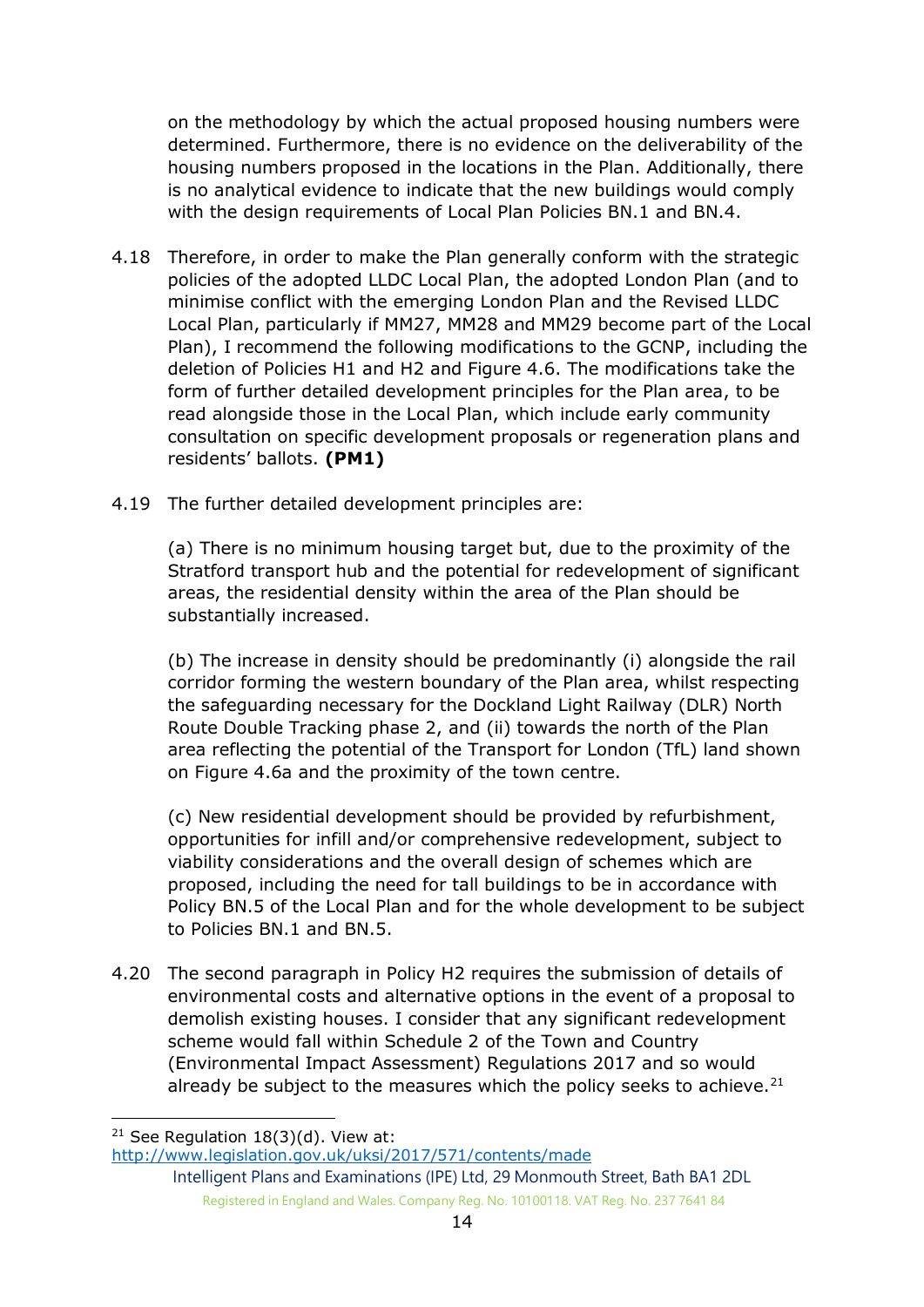on the methodology by which the actual proposed housing numbers were determined. Furthermore, there is no evidence on the deliverability of the housing numbers proposed in the locations in the Plan. Additionally, there is no analytical evidence to indicate that the new buildings would comply with the design requirements of Local Plan Policies BN.1 and BN.4.

4.18 Therefore, in order to make the Plan generally conform with the strategic policies of the adopted LLDC Local Plan, the adopted London Plan (and to minimise conflict with the emerging London Plan and the Revised LLDC Local Plan, particularly if MM27, MM28 and MM29 become part of the Local Plan), I recommend the following modifications to the GCNP, including the deletion of Policies H1 and H2 and Figure 4.6. The modifications take the form of further detailed development principles for the Plan area, to be read alongside those in the Local Plan, which include early community consultation on specific development proposals or regeneration plans and residents' ballots. **(PM1)**

4.19 The further detailed development principles are:

(a) There is no minimum housing target but, due to the proximity of the Stratford transport hub and the potential for redevelopment of significant areas, the residential density within the area of the Plan should be substantially increased.

(b) The increase in density should be predominantly (i) alongside the rail corridor forming the western boundary of the Plan area, whilst respecting the safeguarding necessary for the Dockland Light Railway (DLR) North Route Double Tracking phase 2, and (ii) towards the north of the Plan area reflecting the potential of the Transport for London (TfL) land shown on Figure 4.6a and the proximity of the town centre.

(c) New residential development should be provided by refurbishment, opportunities for infill and/or comprehensive redevelopment, subject to viability considerations and the overall design of schemes which are proposed, including the need for tall buildings to be in accordance with Policy BN.5 of the Local Plan and for the whole development to be subject to Policies BN.1 and BN.5.

4.20 The second paragraph in Policy H2 requires the submission of details of environmental costs and alternative options in the event of a proposal to demolish existing houses. I consider that any significant redevelopment scheme would fall within Schedule 2 of the Town and Country (Environmental Impact Assessment) Regulations 2017 and so would already be subject to the measures which the policy seeks to achieve.[21]

---

[21] See Regulation 18(3)(d). View at: http://www.legislation.gov.uk/uksi/2017/571/contents/made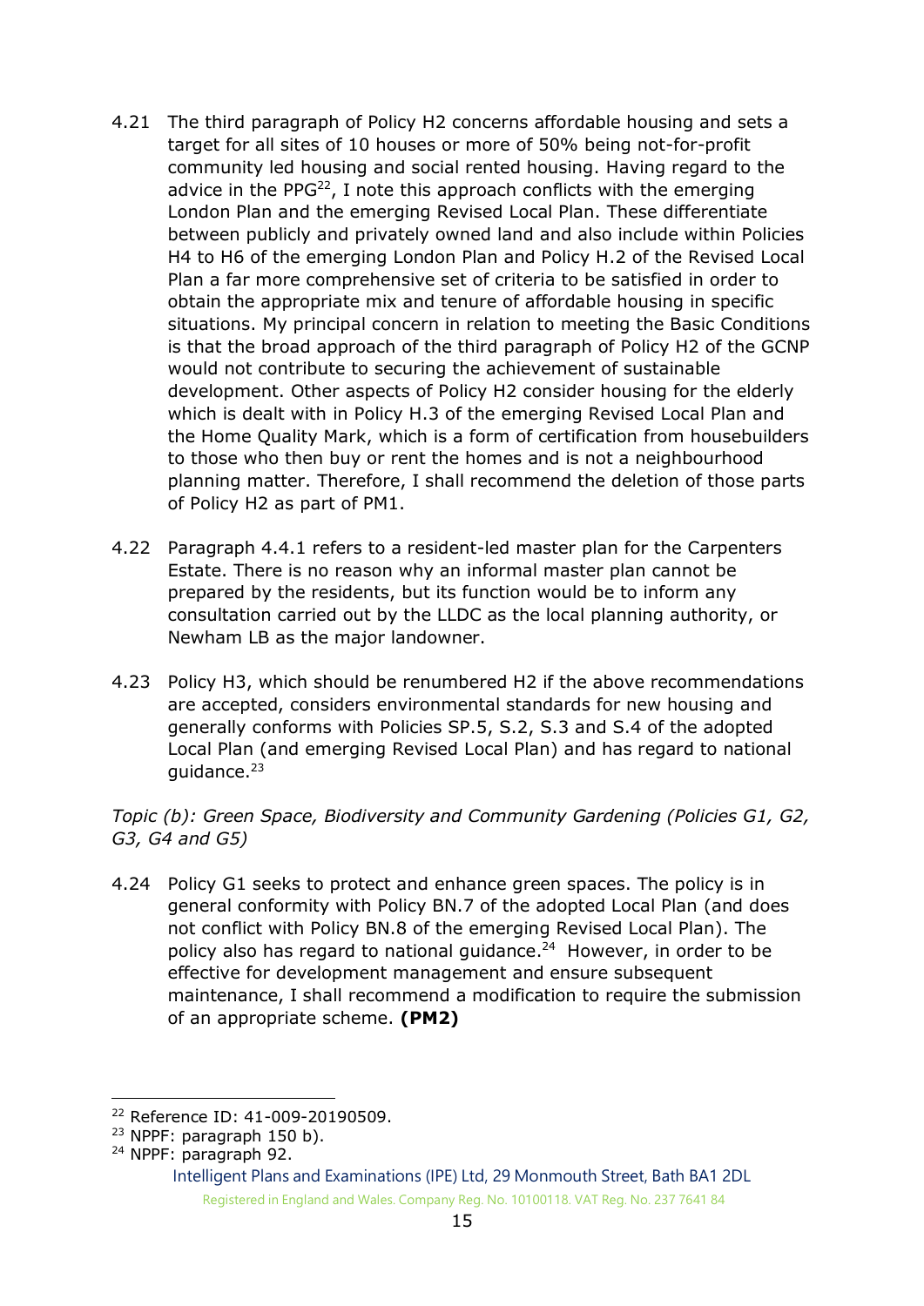4.21 The third paragraph of Policy H2 concerns affordable housing and sets a target for all sites of 10 houses or more of 50% being not-for-profit community led housing and social rented housing. Having regard to the advice in the PPG[22], I note this approach conflicts with the emerging London Plan and the emerging Revised Local Plan. These differentiate between publicly and privately owned land and also include within Policies H4 to H6 of the emerging London Plan and Policy H.2 of the Revised Local Plan a far more comprehensive set of criteria to be satisfied in order to obtain the appropriate mix and tenure of affordable housing in specific situations. My principal concern in relation to meeting the Basic Conditions is that the broad approach of the third paragraph of Policy H2 of the GCNP would not contribute to securing the achievement of sustainable development. Other aspects of Policy H2 consider housing for the elderly which is dealt with in Policy H.3 of the emerging Revised Local Plan and the Home Quality Mark, which is a form of certification from housebuilders to those who then buy or rent the homes and is not a neighbourhood planning matter. Therefore, I shall recommend the deletion of those parts of Policy H2 as part of PM1.

4.22 Paragraph 4.4.1 refers to a resident-led master plan for the Carpenters Estate. There is no reason why an informal master plan cannot be prepared by the residents, but its function would be to inform any consultation carried out by the LLDC as the local planning authority, or Newham LB as the major landowner.

4.23 Policy H3, which should be renumbered H2 if the above recommendations are accepted, considers environmental standards for new housing and generally conforms with Policies SP.5, S.2, S.3 and S.4 of the adopted Local Plan (and emerging Revised Local Plan) and has regard to national guidance.[23]

*Topic (b): Green Space, Biodiversity and Community Gardening (Policies G1, G2, G3, G4 and G5)*

4.24 Policy G1 seeks to protect and enhance green spaces. The policy is in general conformity with Policy BN.7 of the adopted Local Plan (and does not conflict with Policy BN.8 of the emerging Revised Local Plan). The policy also has regard to national guidance.[24] However, in order to be effective for development management and ensure subsequent maintenance, I shall recommend a modification to require the submission of an appropriate scheme. **(PM2)**

---

[22] Reference ID: 41-009-20190509.

[23] NPPF: paragraph 150 b).

[24] NPPF: paragraph 92.

Intelligent Plans and Examinations (IPE) Ltd, 29 Monmouth Street, Bath BA1 2DL

Registered in England and Wales. Company Reg. No. 10100118. VAT Reg. No. 237 7641 84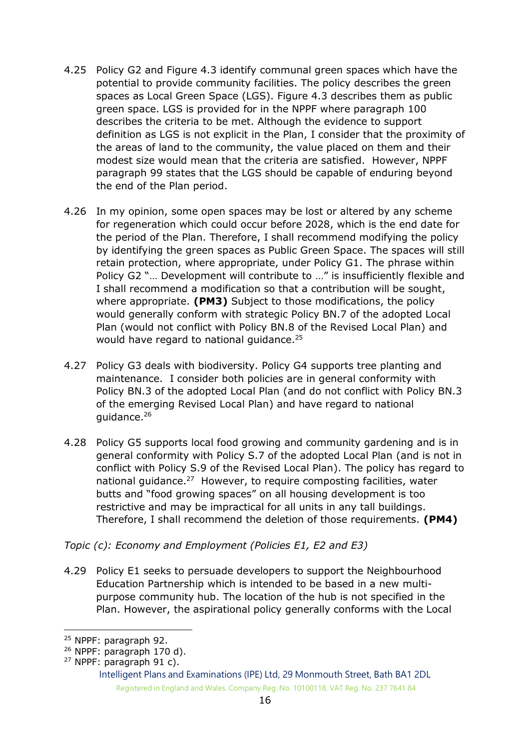4.25 Policy G2 and Figure 4.3 identify communal green spaces which have the potential to provide community facilities. The policy describes the green spaces as Local Green Space (LGS). Figure 4.3 describes them as public green space. LGS is provided for in the NPPF where paragraph 100 describes the criteria to be met. Although the evidence to support definition as LGS is not explicit in the Plan, I consider that the proximity of the areas of land to the community, the value placed on them and their modest size would mean that the criteria are satisfied. However, NPPF paragraph 99 states that the LGS should be capable of enduring beyond the end of the Plan period.

4.26 In my opinion, some open spaces may be lost or altered by any scheme for regeneration which could occur before 2028, which is the end date for the period of the Plan. Therefore, I shall recommend modifying the policy by identifying the green spaces as Public Green Space. The spaces will still retain protection, where appropriate, under Policy G1. The phrase within Policy G2 "… Development will contribute to …" is insufficiently flexible and I shall recommend a modification so that a contribution will be sought, where appropriate. **(PM3)** Subject to those modifications, the policy would generally conform with strategic Policy BN.7 of the adopted Local Plan (would not conflict with Policy BN.8 of the Revised Local Plan) and would have regard to national guidance.[25]

4.27 Policy G3 deals with biodiversity. Policy G4 supports tree planting and maintenance. I consider both policies are in general conformity with Policy BN.3 of the adopted Local Plan (and do not conflict with Policy BN.3 of the emerging Revised Local Plan) and have regard to national guidance.[26]

4.28 Policy G5 supports local food growing and community gardening and is in general conformity with Policy S.7 of the adopted Local Plan (and is not in conflict with Policy S.9 of the Revised Local Plan). The policy has regard to national guidance.[27] However, to require composting facilities, water butts and "food growing spaces" on all housing development is too restrictive and may be impractical for all units in any tall buildings. Therefore, I shall recommend the deletion of those requirements. **(PM4)**

*Topic (c): Economy and Employment (Policies E1, E2 and E3)*

4.29 Policy E1 seeks to persuade developers to support the Neighbourhood Education Partnership which is intended to be based in a new multi-purpose community hub. The location of the hub is not specified in the Plan. However, the aspirational policy generally conforms with the Local

---

[25] NPPF: paragraph 92.
[26] NPPF: paragraph 170 d).
[27] NPPF: paragraph 91 c).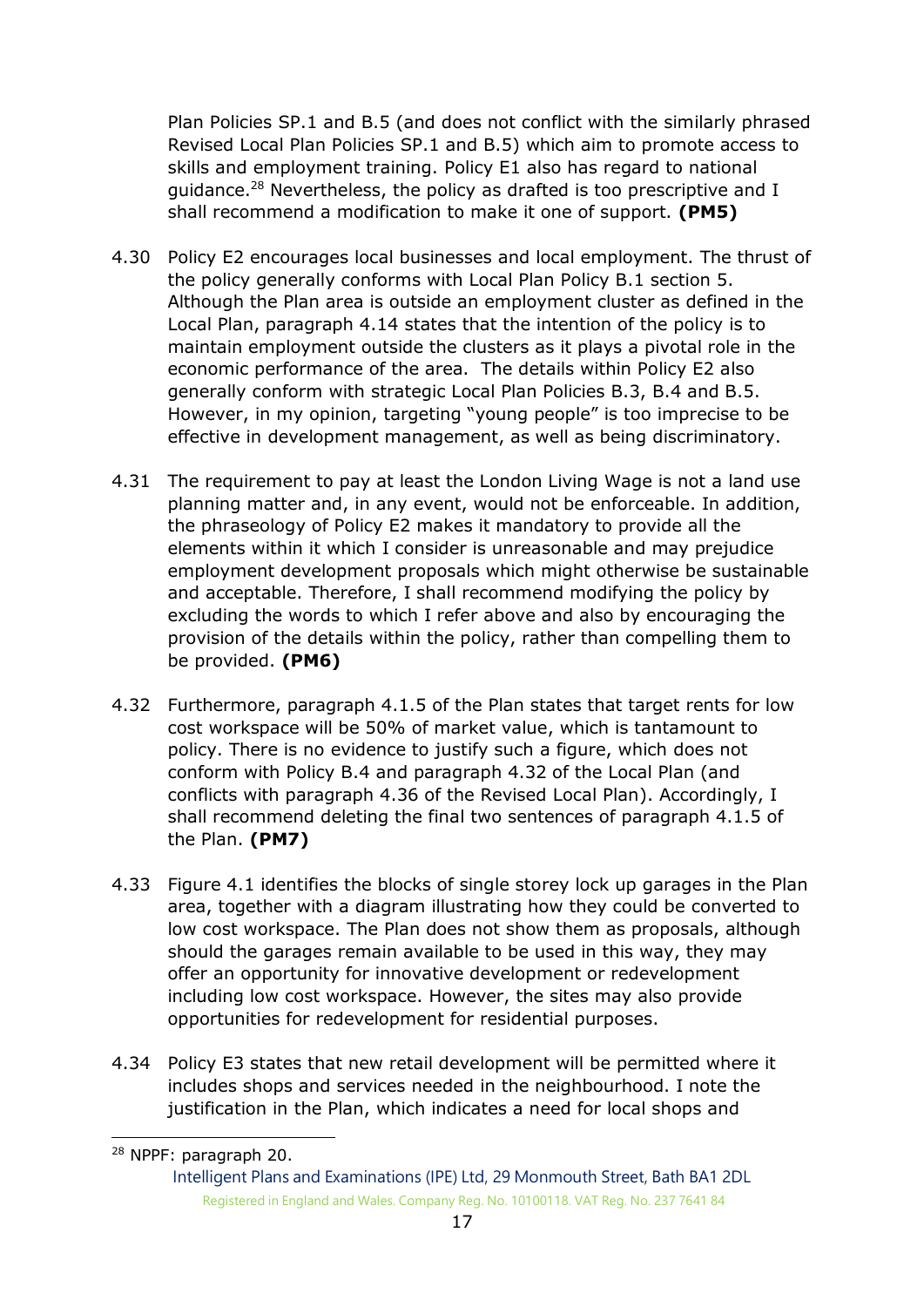Plan Policies SP.1 and B.5 (and does not conflict with the similarly phrased Revised Local Plan Policies SP.1 and B.5) which aim to promote access to skills and employment training. Policy E1 also has regard to national guidance.[28] Nevertheless, the policy as drafted is too prescriptive and I shall recommend a modification to make it one of support. **(PM5)**

4.30 Policy E2 encourages local businesses and local employment. The thrust of the policy generally conforms with Local Plan Policy B.1 section 5. Although the Plan area is outside an employment cluster as defined in the Local Plan, paragraph 4.14 states that the intention of the policy is to maintain employment outside the clusters as it plays a pivotal role in the economic performance of the area. The details within Policy E2 also generally conform with strategic Local Plan Policies B.3, B.4 and B.5. However, in my opinion, targeting "young people" is too imprecise to be effective in development management, as well as being discriminatory.

4.31 The requirement to pay at least the London Living Wage is not a land use planning matter and, in any event, would not be enforceable. In addition, the phraseology of Policy E2 makes it mandatory to provide all the elements within it which I consider is unreasonable and may prejudice employment development proposals which might otherwise be sustainable and acceptable. Therefore, I shall recommend modifying the policy by excluding the words to which I refer above and also by encouraging the provision of the details within the policy, rather than compelling them to be provided. **(PM6)**

4.32 Furthermore, paragraph 4.1.5 of the Plan states that target rents for low cost workspace will be 50% of market value, which is tantamount to policy. There is no evidence to justify such a figure, which does not conform with Policy B.4 and paragraph 4.32 of the Local Plan (and conflicts with paragraph 4.36 of the Revised Local Plan). Accordingly, I shall recommend deleting the final two sentences of paragraph 4.1.5 of the Plan. **(PM7)**

4.33 Figure 4.1 identifies the blocks of single storey lock up garages in the Plan area, together with a diagram illustrating how they could be converted to low cost workspace. The Plan does not show them as proposals, although should the garages remain available to be used in this way, they may offer an opportunity for innovative development or redevelopment including low cost workspace. However, the sites may also provide opportunities for redevelopment for residential purposes.

4.34 Policy E3 states that new retail development will be permitted where it includes shops and services needed in the neighbourhood. I note the justification in the Plan, which indicates a need for local shops and

[28] NPPF: paragraph 20.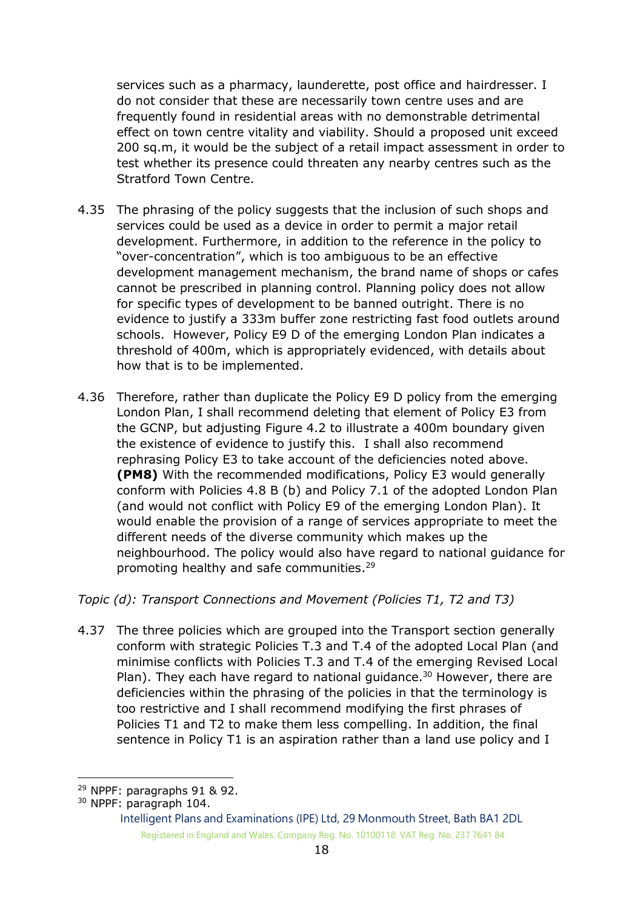services such as a pharmacy, launderette, post office and hairdresser. I do not consider that these are necessarily town centre uses and are frequently found in residential areas with no demonstrable detrimental effect on town centre vitality and viability. Should a proposed unit exceed 200 sq.m, it would be the subject of a retail impact assessment in order to test whether its presence could threaten any nearby centres such as the Stratford Town Centre.

4.35 The phrasing of the policy suggests that the inclusion of such shops and services could be used as a device in order to permit a major retail development. Furthermore, in addition to the reference in the policy to "over-concentration", which is too ambiguous to be an effective development management mechanism, the brand name of shops or cafes cannot be prescribed in planning control. Planning policy does not allow for specific types of development to be banned outright. There is no evidence to justify a 333m buffer zone restricting fast food outlets around schools. However, Policy E9 D of the emerging London Plan indicates a threshold of 400m, which is appropriately evidenced, with details about how that is to be implemented.

4.36 Therefore, rather than duplicate the Policy E9 D policy from the emerging London Plan, I shall recommend deleting that element of Policy E3 from the GCNP, but adjusting Figure 4.2 to illustrate a 400m boundary given the existence of evidence to justify this. I shall also recommend rephrasing Policy E3 to take account of the deficiencies noted above. **(PM8)** With the recommended modifications, Policy E3 would generally conform with Policies 4.8 B (b) and Policy 7.1 of the adopted London Plan (and would not conflict with Policy E9 of the emerging London Plan). It would enable the provision of a range of services appropriate to meet the different needs of the diverse community which makes up the neighbourhood. The policy would also have regard to national guidance for promoting healthy and safe communities.[29]

*Topic (d): Transport Connections and Movement (Policies T1, T2 and T3)*

4.37 The three policies which are grouped into the Transport section generally conform with strategic Policies T.3 and T.4 of the adopted Local Plan (and minimise conflicts with Policies T.3 and T.4 of the emerging Revised Local Plan). They each have regard to national guidance.[30] However, there are deficiencies within the phrasing of the policies in that the terminology is too restrictive and I shall recommend modifying the first phrases of Policies T1 and T2 to make them less compelling. In addition, the final sentence in Policy T1 is an aspiration rather than a land use policy and I

[29] NPPF: paragraphs 91 & 92.
[30] NPPF: paragraph 104.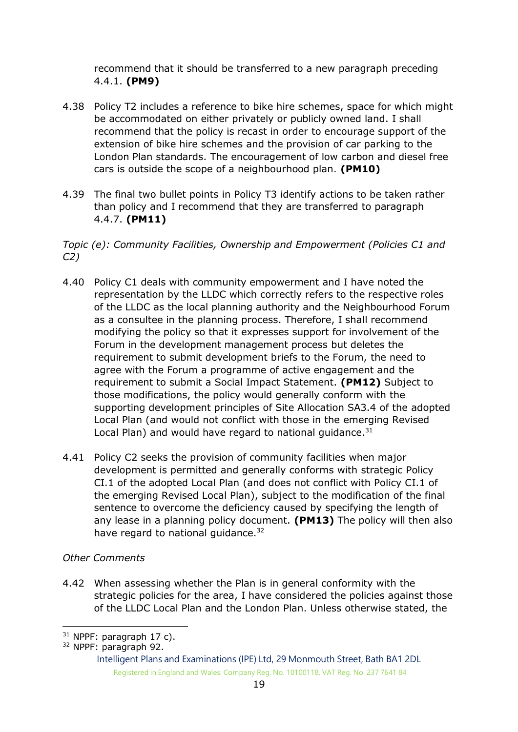recommend that it should be transferred to a new paragraph preceding 4.4.1. **(PM9)**

4.38 Policy T2 includes a reference to bike hire schemes, space for which might be accommodated on either privately or publicly owned land. I shall recommend that the policy is recast in order to encourage support of the extension of bike hire schemes and the provision of car parking to the London Plan standards. The encouragement of low carbon and diesel free cars is outside the scope of a neighbourhood plan. **(PM10)**

4.39 The final two bullet points in Policy T3 identify actions to be taken rather than policy and I recommend that they are transferred to paragraph 4.4.7. **(PM11)**

*Topic (e): Community Facilities, Ownership and Empowerment (Policies C1 and C2)*

4.40 Policy C1 deals with community empowerment and I have noted the representation by the LLDC which correctly refers to the respective roles of the LLDC as the local planning authority and the Neighbourhood Forum as a consultee in the planning process. Therefore, I shall recommend modifying the policy so that it expresses support for involvement of the Forum in the development management process but deletes the requirement to submit development briefs to the Forum, the need to agree with the Forum a programme of active engagement and the requirement to submit a Social Impact Statement. **(PM12)** Subject to those modifications, the policy would generally conform with the supporting development principles of Site Allocation SA3.4 of the adopted Local Plan (and would not conflict with those in the emerging Revised Local Plan) and would have regard to national guidance.[31]

4.41 Policy C2 seeks the provision of community facilities when major development is permitted and generally conforms with strategic Policy CI.1 of the adopted Local Plan (and does not conflict with Policy CI.1 of the emerging Revised Local Plan), subject to the modification of the final sentence to overcome the deficiency caused by specifying the length of any lease in a planning policy document. **(PM13)** The policy will then also have regard to national guidance.[32]

*Other Comments*

4.42 When assessing whether the Plan is in general conformity with the strategic policies for the area, I have considered the policies against those of the LLDC Local Plan and the London Plan. Unless otherwise stated, the

---

[31] NPPF: paragraph 17 c).

[32] NPPF: paragraph 92.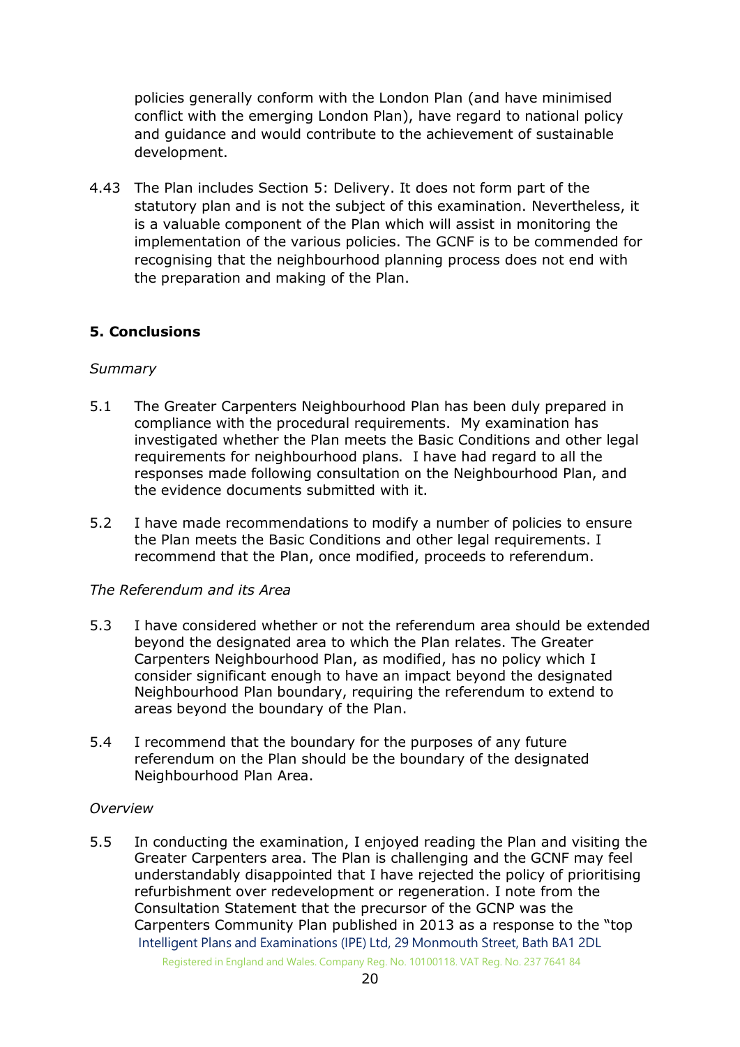policies generally conform with the London Plan (and have minimised conflict with the emerging London Plan), have regard to national policy and guidance and would contribute to the achievement of sustainable development.

4.43 The Plan includes Section 5: Delivery. It does not form part of the statutory plan and is not the subject of this examination. Nevertheless, it is a valuable component of the Plan which will assist in monitoring the implementation of the various policies. The GCNF is to be commended for recognising that the neighbourhood planning process does not end with the preparation and making of the Plan.

## 5. Conclusions

*Summary*

5.1 The Greater Carpenters Neighbourhood Plan has been duly prepared in compliance with the procedural requirements. My examination has investigated whether the Plan meets the Basic Conditions and other legal requirements for neighbourhood plans. I have had regard to all the responses made following consultation on the Neighbourhood Plan, and the evidence documents submitted with it.

5.2 I have made recommendations to modify a number of policies to ensure the Plan meets the Basic Conditions and other legal requirements. I recommend that the Plan, once modified, proceeds to referendum.

*The Referendum and its Area*

5.3 I have considered whether or not the referendum area should be extended beyond the designated area to which the Plan relates. The Greater Carpenters Neighbourhood Plan, as modified, has no policy which I consider significant enough to have an impact beyond the designated Neighbourhood Plan boundary, requiring the referendum to extend to areas beyond the boundary of the Plan.

5.4 I recommend that the boundary for the purposes of any future referendum on the Plan should be the boundary of the designated Neighbourhood Plan Area.

*Overview*

5.5 In conducting the examination, I enjoyed reading the Plan and visiting the Greater Carpenters area. The Plan is challenging and the GCNF may feel understandably disappointed that I have rejected the policy of prioritising refurbishment over redevelopment or regeneration. I note from the Consultation Statement that the precursor of the GCNP was the Carpenters Community Plan published in 2013 as a response to the "top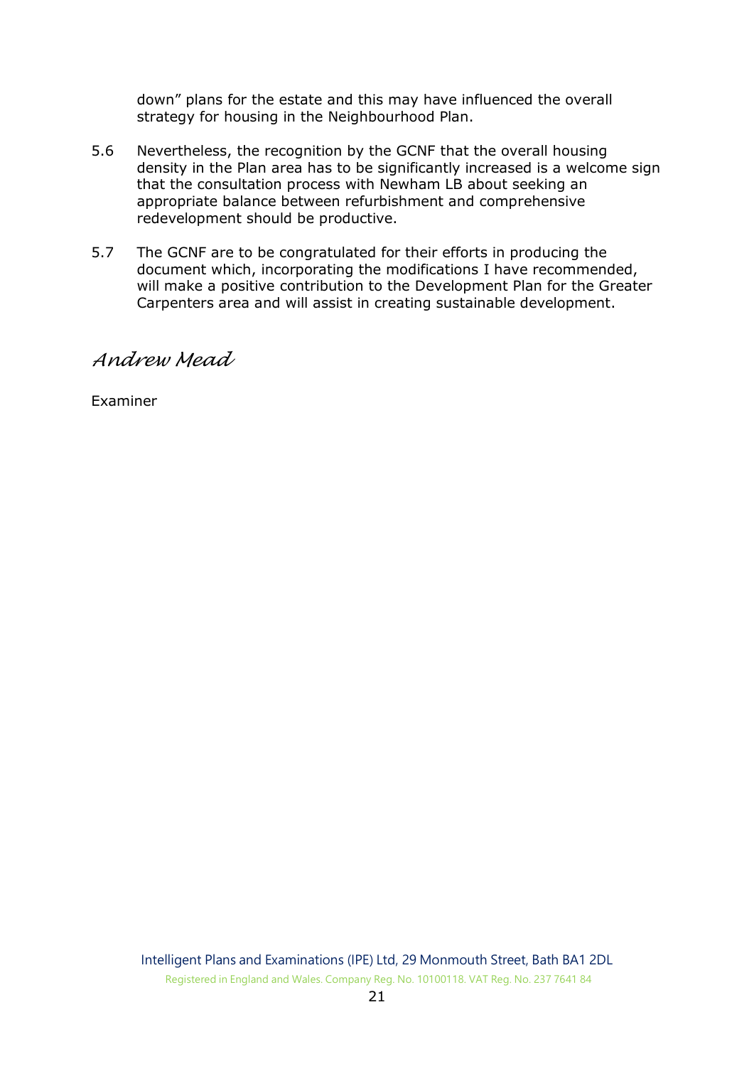down" plans for the estate and this may have influenced the overall strategy for housing in the Neighbourhood Plan.

5.6 Nevertheless, the recognition by the GCNF that the overall housing density in the Plan area has to be significantly increased is a welcome sign that the consultation process with Newham LB about seeking an appropriate balance between refurbishment and comprehensive redevelopment should be productive.

5.7 The GCNF are to be congratulated for their efforts in producing the document which, incorporating the modifications I have recommended, will make a positive contribution to the Development Plan for the Greater Carpenters area and will assist in creating sustainable development.

*Andrew Mead*

Examiner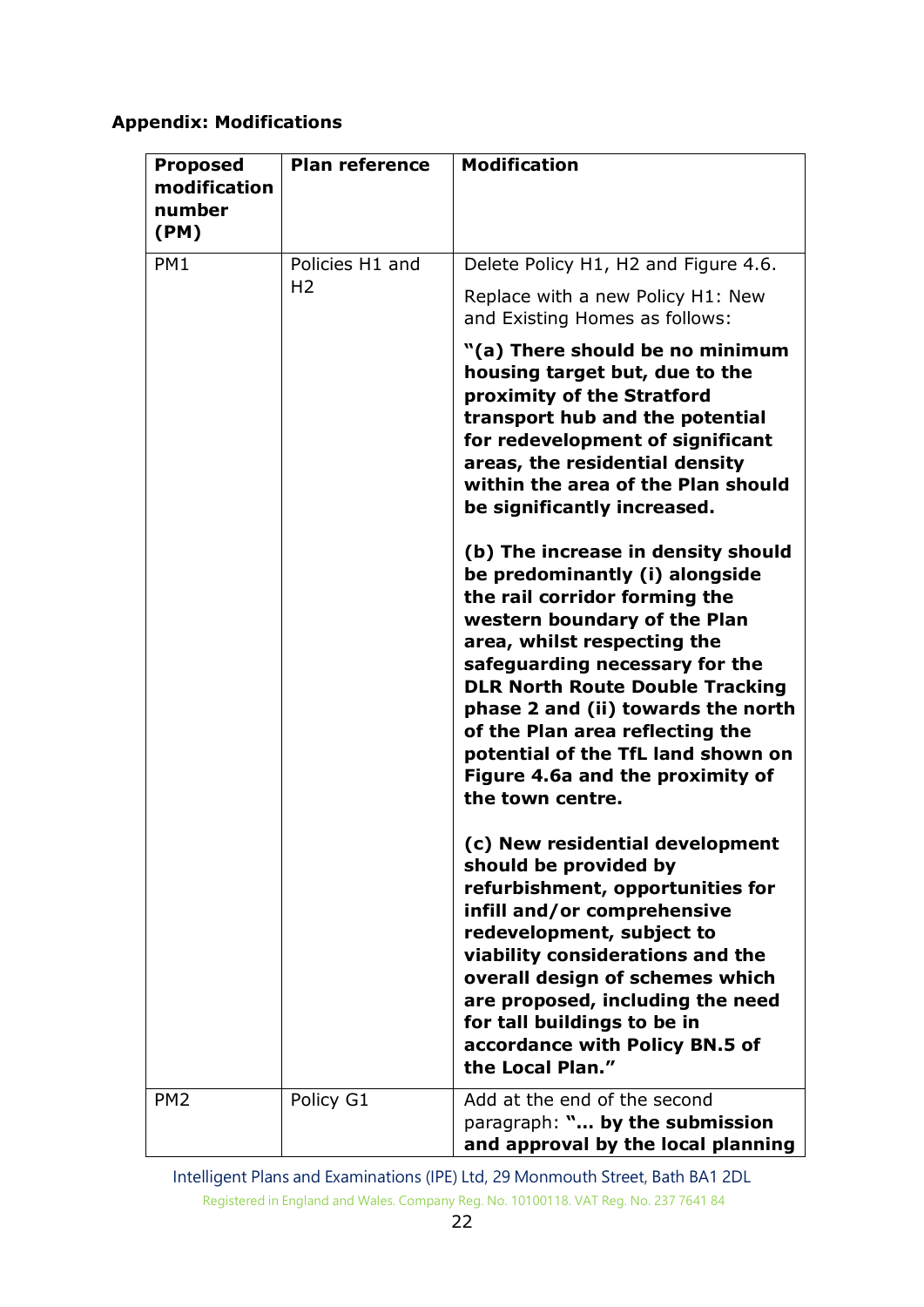**Appendix: Modifications**

| Proposed modification number (PM) | Plan reference | Modification |
|---|---|---|
| PM1 | Policies H1 and H2 | Delete Policy H1, H2 and Figure 4.6.<br><br>Replace with a new Policy H1: New and Existing Homes as follows:<br><br>**"(a) There should be no minimum housing target but, due to the proximity of the Stratford transport hub and the potential for redevelopment of significant areas, the residential density within the area of the Plan should be significantly increased.**<br><br>**(b) The increase in density should be predominantly (i) alongside the rail corridor forming the western boundary of the Plan area, whilst respecting the safeguarding necessary for the DLR North Route Double Tracking phase 2 and (ii) towards the north of the Plan area reflecting the potential of the TfL land shown on Figure 4.6a and the proximity of the town centre.**<br><br>**(c) New residential development should be provided by refurbishment, opportunities for infill and/or comprehensive redevelopment, subject to viability considerations and the overall design of schemes which are proposed, including the need for tall buildings to be in accordance with Policy BN.5 of the Local Plan."** |
| PM2 | Policy G1 | Add at the end of the second paragraph: **"... by the submission and approval by the local planning** |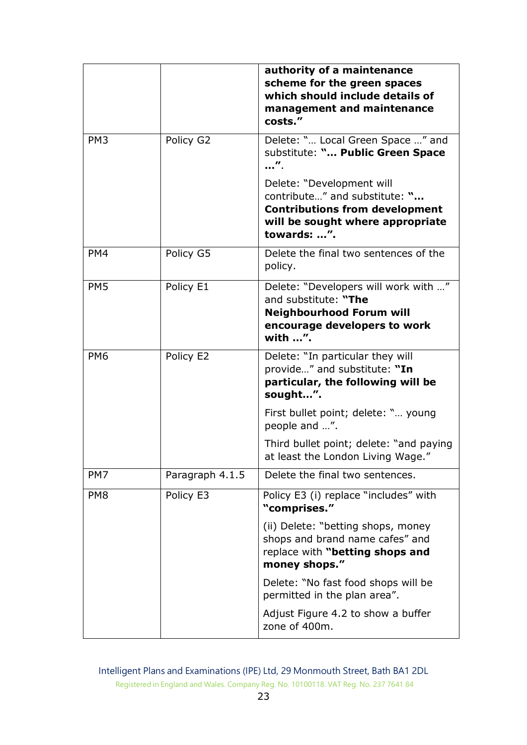| | | |
|---|---|---|
| | | **authority of a maintenance scheme for the green spaces which should include details of management and maintenance costs."** |
| PM3 | Policy G2 | Delete: "… Local Green Space …" and substitute: **"… Public Green Space …"**.<br><br>Delete: "Development will contribute…" and substitute: **"… Contributions from development will be sought where appropriate towards: …".** |
| PM4 | Policy G5 | Delete the final two sentences of the policy. |
| PM5 | Policy E1 | Delete: "Developers will work with …" and substitute: **"The Neighbourhood Forum will encourage developers to work with …".** |
| PM6 | Policy E2 | Delete: "In particular they will provide…" and substitute: **"In particular, the following will be sought…".**<br><br>First bullet point; delete: "… young people and …".<br><br>Third bullet point; delete: "and paying at least the London Living Wage." |
| PM7 | Paragraph 4.1.5 | Delete the final two sentences. |
| PM8 | Policy E3 | Policy E3 (i) replace "includes" with **"comprises."**<br><br>(ii) Delete: "betting shops, money shops and brand name cafes" and replace with **"betting shops and money shops."**<br><br>Delete: "No fast food shops will be permitted in the plan area".<br><br>Adjust Figure 4.2 to show a buffer zone of 400m. |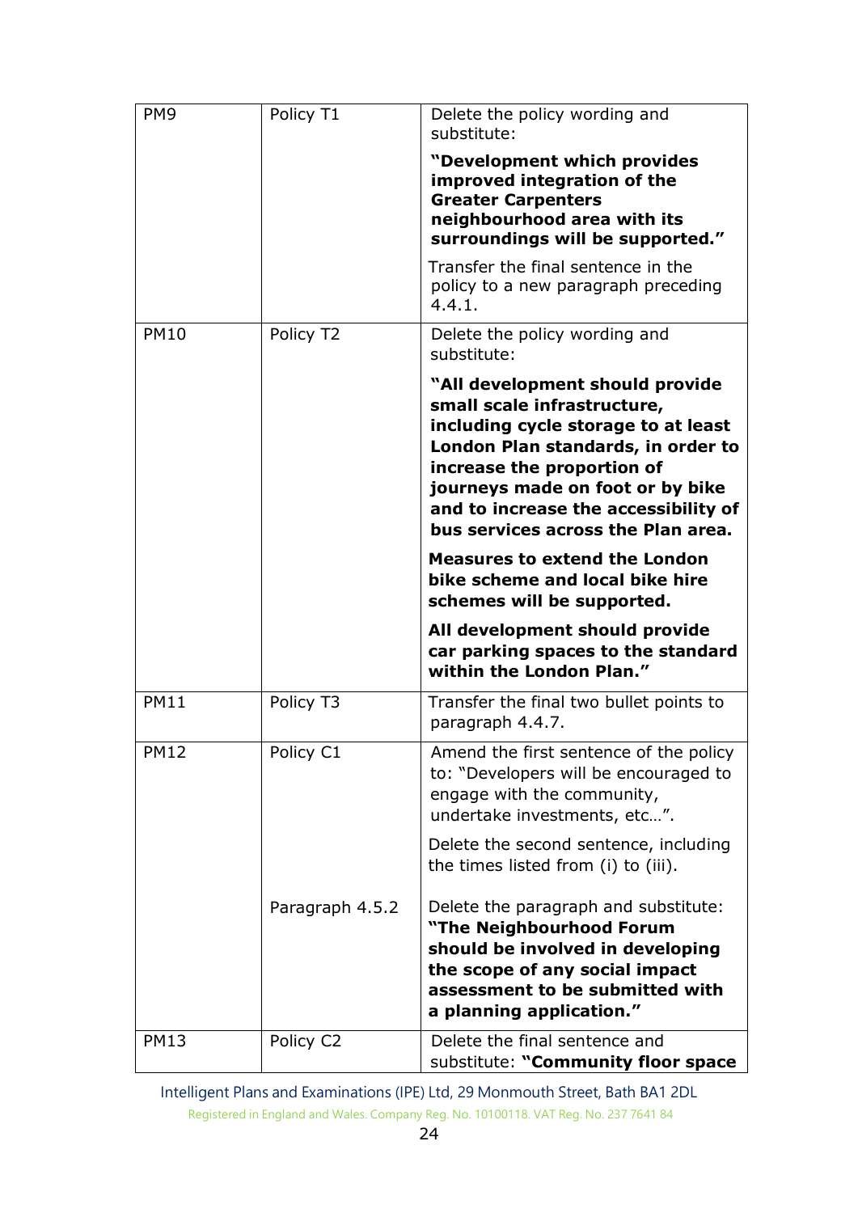| | | |
|---|---|---|
| PM9 | Policy T1 | Delete the policy wording and substitute: **"Development which provides improved integration of the Greater Carpenters neighbourhood area with its surroundings will be supported."** Transfer the final sentence in the policy to a new paragraph preceding 4.4.1. |
| PM10 | Policy T2 | Delete the policy wording and substitute: **"All development should provide small scale infrastructure, including cycle storage to at least London Plan standards, in order to increase the proportion of journeys made on foot or by bike and to increase the accessibility of bus services across the Plan area.** **Measures to extend the London bike scheme and local bike hire schemes will be supported.** **All development should provide car parking spaces to the standard within the London Plan."** |
| PM11 | Policy T3 | Transfer the final two bullet points to paragraph 4.4.7. |
| PM12 | Policy C1 | Amend the first sentence of the policy to: "Developers will be encouraged to engage with the community, undertake investments, etc…". Delete the second sentence, including the times listed from (i) to (iii). |
| | Paragraph 4.5.2 | Delete the paragraph and substitute: **"The Neighbourhood Forum should be involved in developing the scope of any social impact assessment to be submitted with a planning application."** |
| PM13 | Policy C2 | Delete the final sentence and substitute: **"Community floor space** |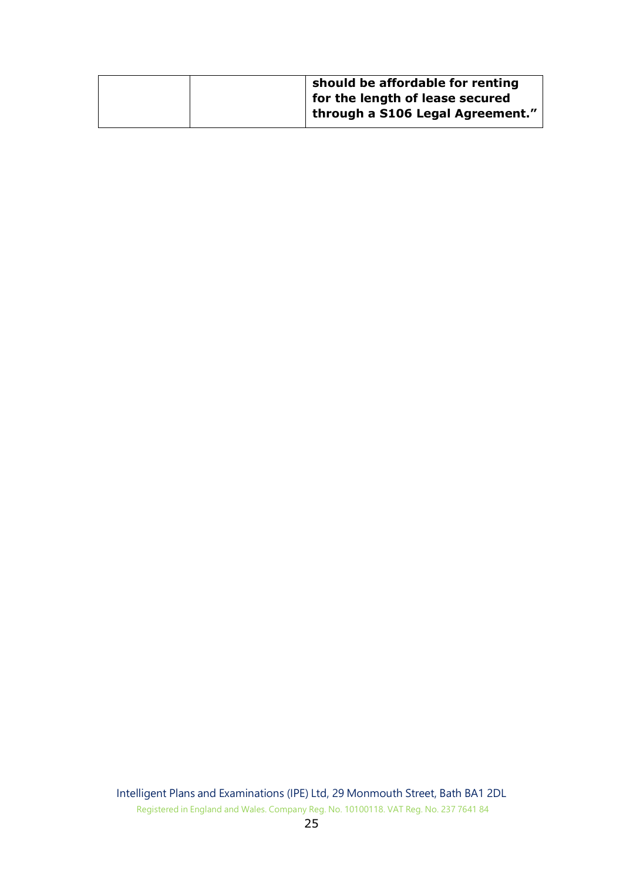| | | |
|---|---|---|
| | | **should be affordable for renting for the length of lease secured through a S106 Legal Agreement."** |